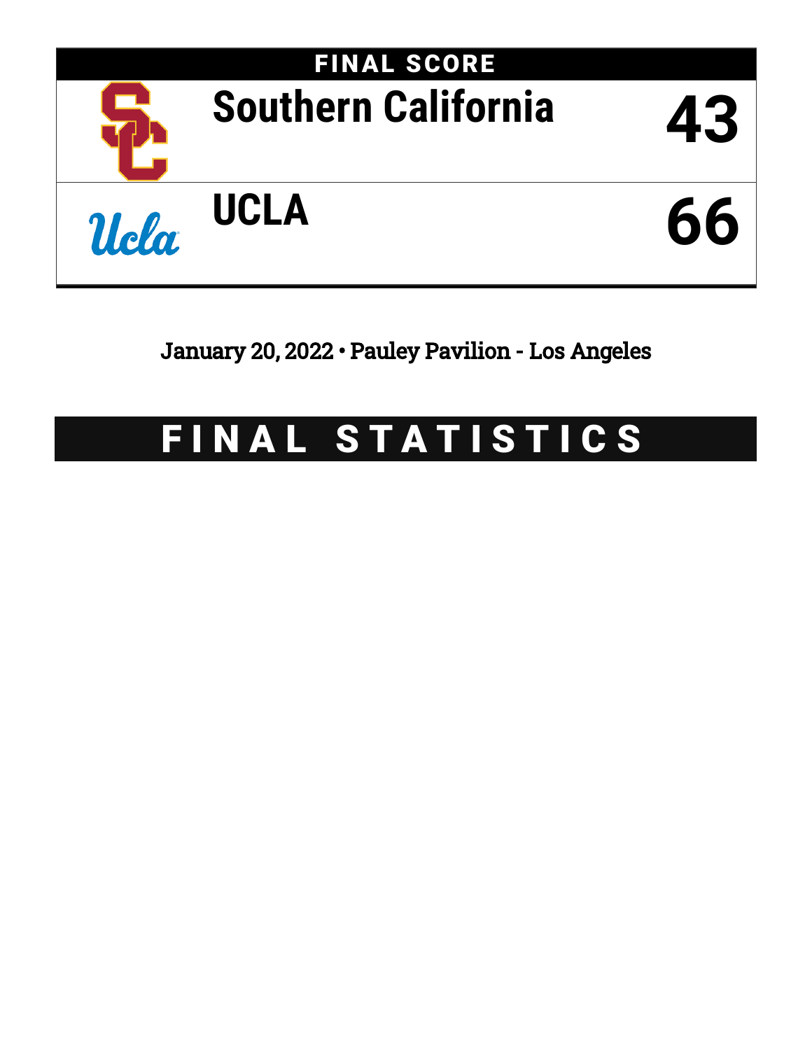## FINAL SCORE

| Team | Score |
|---|---|
| Southern California | 43 |
| UCLA | 66 |

January 20, 2022 • Pauley Pavilion - Los Angeles

# FINAL STATISTICS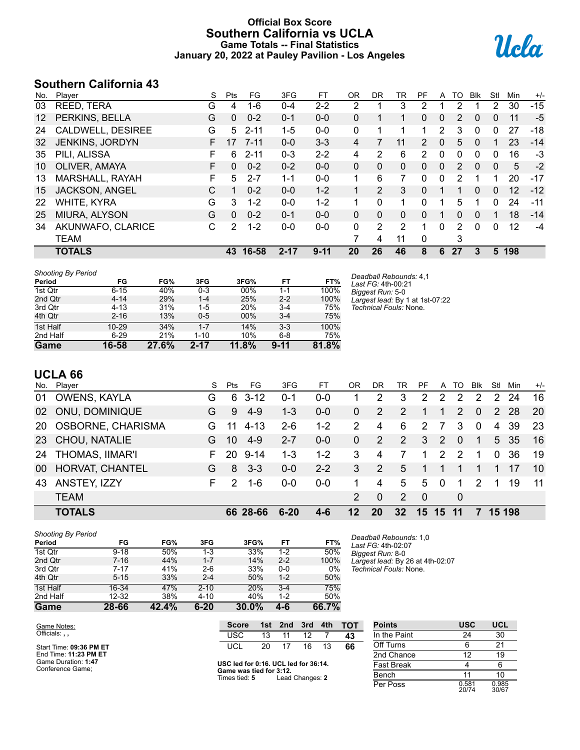# Official Box Score
# Southern California vs UCLA
## Game Totals -- Final Statistics
## January 20, 2022 at Pauley Pavilion - Los Angeles

## Southern California 43

| No. | Player | S | Pts | FG | 3FG | FT | OR | DR | TR | PF | A | TO | Blk | Stl | Min | +/- |
|---|---|---|---|---|---|---|---|---|---|---|---|---|---|---|---|---|
| 03 | REED, TERA | G | 4 | 1-6 | 0-4 | 2-2 | 2 | 1 | 3 | 2 | 1 | 2 | 1 | 2 | 30 | -15 |
| 12 | PERKINS, BELLA | G | 0 | 0-2 | 0-1 | 0-0 | 0 | 1 | 1 | 0 | 0 | 2 | 0 | 0 | 11 | -5 |
| 24 | CALDWELL, DESIREE | G | 5 | 2-11 | 1-5 | 0-0 | 0 | 1 | 1 | 1 | 2 | 3 | 0 | 0 | 27 | -18 |
| 32 | JENKINS, JORDYN | F | 17 | 7-11 | 0-0 | 3-3 | 4 | 7 | 11 | 2 | 0 | 5 | 0 | 1 | 23 | -14 |
| 35 | PILI, ALISSA | F | 6 | 2-11 | 0-3 | 2-2 | 4 | 2 | 6 | 2 | 0 | 0 | 0 | 0 | 16 | -3 |
| 10 | OLIVER, AMAYA | F | 0 | 0-2 | 0-2 | 0-0 | 0 | 0 | 0 | 0 | 0 | 2 | 0 | 0 | 5 | -2 |
| 13 | MARSHALL, RAYAH | F | 5 | 2-7 | 1-1 | 0-0 | 1 | 6 | 7 | 0 | 0 | 2 | 1 | 1 | 20 | -17 |
| 15 | JACKSON, ANGEL | C | 1 | 0-2 | 0-0 | 1-2 | 1 | 2 | 3 | 0 | 1 | 1 | 0 | 0 | 12 | -12 |
| 22 | WHITE, KYRA | G | 3 | 1-2 | 0-0 | 1-2 | 1 | 0 | 1 | 0 | 1 | 5 | 1 | 0 | 24 | -11 |
| 25 | MIURA, ALYSON | G | 0 | 0-2 | 0-1 | 0-0 | 0 | 0 | 0 | 0 | 1 | 0 | 0 | 1 | 18 | -14 |
| 34 | AKUNWAFO, CLARICE | C | 2 | 1-2 | 0-0 | 0-0 | 0 | 2 | 2 | 1 | 0 | 2 | 0 | 0 | 12 | -4 |
| | TEAM | | | | | | 7 | 4 | 11 | 0 | | 3 | | | | |
| | **TOTALS** | | **43** | **16-58** | **2-17** | **9-11** | **20** | **26** | **46** | **8** | **6** | **27** | **3** | **5** | **198** | |

*Shooting By Period*

| Period | FG | FG% | 3FG | 3FG% | FT | FT% |
|---|---|---|---|---|---|---|
| 1st Qtr | 6-15 | 40% | 0-3 | 00% | 1-1 | 100% |
| 2nd Qtr | 4-14 | 29% | 1-4 | 25% | 2-2 | 100% |
| 3rd Qtr | 4-13 | 31% | 1-5 | 20% | 3-4 | 75% |
| 4th Qtr | 2-16 | 13% | 0-5 | 00% | 3-4 | 75% |
| 1st Half | 10-29 | 34% | 1-7 | 14% | 3-3 | 100% |
| 2nd Half | 6-29 | 21% | 1-10 | 10% | 6-8 | 75% |
| **Game** | **16-58** | **27.6%** | **2-17** | **11.8%** | **9-11** | **81.8%** |

*Deadball Rebounds:* 4,1
*Last FG:* 4th-00:21
*Biggest Run:* 5-0
*Largest lead:* By 1 at 1st-07:22
*Technical Fouls:* None.

## UCLA 66

| No. | Player | S | Pts | FG | 3FG | FT | OR | DR | TR | PF | A | TO | Blk | Stl | Min | +/- |
|---|---|---|---|---|---|---|---|---|---|---|---|---|---|---|---|---|
| 01 | OWENS, KAYLA | G | 6 | 3-12 | 0-1 | 0-0 | 1 | 2 | 3 | 2 | 2 | 2 | 2 | 2 | 24 | 16 |
| 02 | ONU, DOMINIQUE | G | 9 | 4-9 | 1-3 | 0-0 | 0 | 2 | 2 | 1 | 1 | 2 | 0 | 2 | 28 | 20 |
| 20 | OSBORNE, CHARISMA | G | 11 | 4-13 | 2-6 | 1-2 | 2 | 4 | 6 | 2 | 7 | 3 | 0 | 4 | 39 | 23 |
| 23 | CHOU, NATALIE | G | 10 | 4-9 | 2-7 | 0-0 | 0 | 2 | 2 | 3 | 2 | 0 | 1 | 5 | 35 | 16 |
| 24 | THOMAS, IIMAR'I | F | 20 | 9-14 | 1-3 | 1-2 | 3 | 4 | 7 | 1 | 2 | 2 | 1 | 0 | 36 | 19 |
| 00 | HORVAT, CHANTEL | G | 8 | 3-3 | 0-0 | 2-2 | 3 | 2 | 5 | 1 | 1 | 1 | 1 | 1 | 17 | 10 |
| 43 | ANSTEY, IZZY | F | 2 | 1-6 | 0-0 | 0-0 | 1 | 4 | 5 | 5 | 0 | 1 | 2 | 1 | 19 | 11 |
| | TEAM | | | | | | 2 | 0 | 2 | 0 | | 0 | | | | |
| | **TOTALS** | | **66** | **28-66** | **6-20** | **4-6** | **12** | **20** | **32** | **15** | **15** | **11** | **7** | **15** | **198** | |

*Shooting By Period*

| Period | FG | FG% | 3FG | 3FG% | FT | FT% |
|---|---|---|---|---|---|---|
| 1st Qtr | 9-18 | 50% | 1-3 | 33% | 1-2 | 50% |
| 2nd Qtr | 7-16 | 44% | 1-7 | 14% | 2-2 | 100% |
| 3rd Qtr | 7-17 | 41% | 2-6 | 33% | 0-0 | 0% |
| 4th Qtr | 5-15 | 33% | 2-4 | 50% | 1-2 | 50% |
| 1st Half | 16-34 | 47% | 2-10 | 20% | 3-4 | 75% |
| 2nd Half | 12-32 | 38% | 4-10 | 40% | 1-2 | 50% |
| **Game** | **28-66** | **42.4%** | **6-20** | **30.0%** | **4-6** | **66.7%** |

*Deadball Rebounds:* 1,0
*Last FG:* 4th-02:07
*Biggest Run:* 8-0
*Largest lead:* By 26 at 4th-02:07
*Technical Fouls:* None.

Game Notes:
Officials: , ,

Start Time: **09:36 PM ET**
End Time: **11:23 PM ET**
Game Duration: **1:47**
Conference Game;

| Score | 1st | 2nd | 3rd | 4th | TOT |
|---|---|---|---|---|---|
| USC | 13 | 11 | 12 | 7 | **43** |
| UCL | 20 | 17 | 16 | 13 | **66** |

**USC led for 0:16. UCL led for 36:14.**
**Game was tied for 3:12.**
Times tied: **5** Lead Changes: **2**

| Points | USC | UCL |
|---|---|---|
| In the Paint | 24 | 30 |
| Off Turns | 6 | 21 |
| 2nd Chance | 12 | 19 |
| Fast Break | 4 | 6 |
| Bench | 11 | 10 |
| Per Poss | 0.581 20/74 | 0.985 30/67 |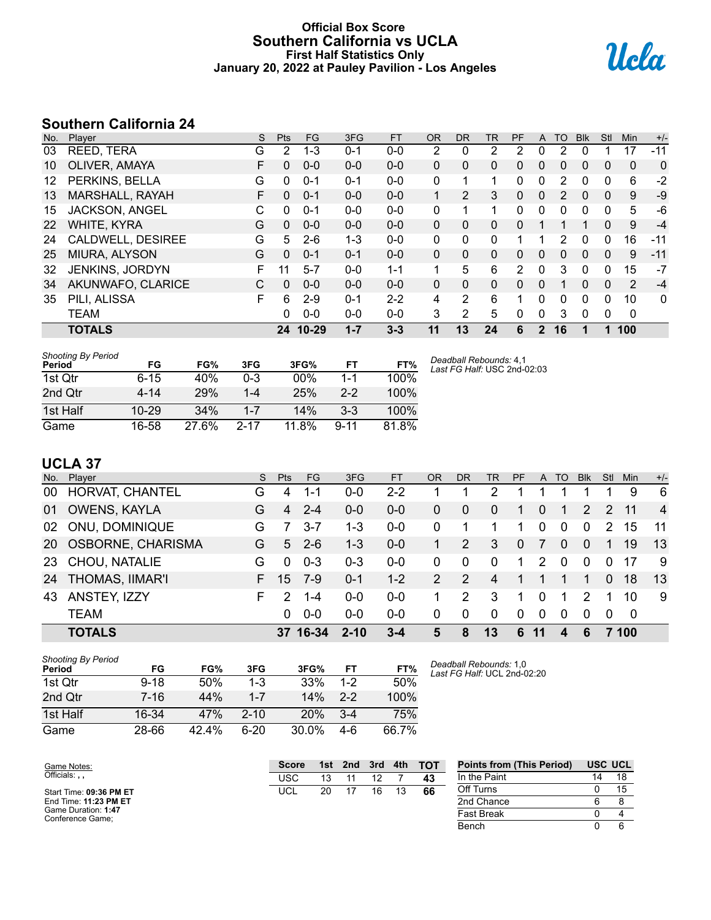# Official Box Score
## Southern California vs UCLA
### First Half Statistics Only
### January 20, 2022 at Pauley Pavilion - Los Angeles

## Southern California 24

| No. | Player | S | Pts | FG | 3FG | FT | OR | DR | TR | PF | A | TO | Blk | Stl | Min | +/- |
|---|---|---|---|---|---|---|---|---|---|---|---|---|---|---|---|---|
| 03 | REED, TERA | G | 2 | 1-3 | 0-1 | 0-0 | 2 | 0 | 2 | 2 | 0 | 2 | 0 | 1 | 17 | -11 |
| 10 | OLIVER, AMAYA | F | 0 | 0-0 | 0-0 | 0-0 | 0 | 0 | 0 | 0 | 0 | 0 | 0 | 0 | 0 | 0 |
| 12 | PERKINS, BELLA | G | 0 | 0-1 | 0-1 | 0-0 | 0 | 1 | 1 | 0 | 0 | 2 | 0 | 0 | 6 | -2 |
| 13 | MARSHALL, RAYAH | F | 0 | 0-1 | 0-0 | 0-0 | 1 | 2 | 3 | 0 | 0 | 2 | 0 | 0 | 9 | -9 |
| 15 | JACKSON, ANGEL | C | 0 | 0-1 | 0-0 | 0-0 | 0 | 1 | 1 | 0 | 0 | 0 | 0 | 0 | 5 | -6 |
| 22 | WHITE, KYRA | G | 0 | 0-0 | 0-0 | 0-0 | 0 | 0 | 0 | 0 | 1 | 1 | 1 | 0 | 9 | -4 |
| 24 | CALDWELL, DESIREE | G | 5 | 2-6 | 1-3 | 0-0 | 0 | 0 | 0 | 1 | 1 | 2 | 0 | 0 | 16 | -11 |
| 25 | MIURA, ALYSON | G | 0 | 0-1 | 0-1 | 0-0 | 0 | 0 | 0 | 0 | 0 | 0 | 0 | 0 | 9 | -11 |
| 32 | JENKINS, JORDYN | F | 11 | 5-7 | 0-0 | 1-1 | 1 | 5 | 6 | 2 | 0 | 3 | 0 | 0 | 15 | -7 |
| 34 | AKUNWAFO, CLARICE | C | 0 | 0-0 | 0-0 | 0-0 | 0 | 0 | 0 | 0 | 0 | 1 | 0 | 0 | 2 | -4 |
| 35 | PILI, ALISSA | F | 6 | 2-9 | 0-1 | 2-2 | 4 | 2 | 6 | 1 | 0 | 0 | 0 | 0 | 10 | 0 |
| | TEAM | | 0 | 0-0 | 0-0 | 0-0 | 3 | 2 | 5 | 0 | 0 | 3 | 0 | 0 | 0 | |
| | **TOTALS** | | **24** | **10-29** | **1-7** | **3-3** | **11** | **13** | **24** | **6** | **2** | **16** | **1** | **1** | **100** | |

*Shooting By Period*

| Period | FG | FG% | 3FG | 3FG% | FT | FT% |
|---|---|---|---|---|---|---|
| 1st Qtr | 6-15 | 40% | 0-3 | 00% | 1-1 | 100% |
| 2nd Qtr | 4-14 | 29% | 1-4 | 25% | 2-2 | 100% |
| 1st Half | 10-29 | 34% | 1-7 | 14% | 3-3 | 100% |
| Game | 16-58 | 27.6% | 2-17 | 11.8% | 9-11 | 81.8% |

*Deadball Rebounds:* 4,1
*Last FG Half:* USC 2nd-02:03

## UCLA 37

| No. | Player | S | Pts | FG | 3FG | FT | OR | DR | TR | PF | A | TO | Blk | Stl | Min | +/- |
|---|---|---|---|---|---|---|---|---|---|---|---|---|---|---|---|---|
| 00 | HORVAT, CHANTEL | G | 4 | 1-1 | 0-0 | 2-2 | 1 | 1 | 2 | 1 | 1 | 1 | 1 | 1 | 9 | 6 |
| 01 | OWENS, KAYLA | G | 4 | 2-4 | 0-0 | 0-0 | 0 | 0 | 0 | 1 | 0 | 1 | 2 | 2 | 11 | 4 |
| 02 | ONU, DOMINIQUE | G | 7 | 3-7 | 1-3 | 0-0 | 0 | 1 | 1 | 1 | 0 | 0 | 0 | 2 | 15 | 11 |
| 20 | OSBORNE, CHARISMA | G | 5 | 2-6 | 1-3 | 0-0 | 1 | 2 | 3 | 0 | 7 | 0 | 0 | 1 | 19 | 13 |
| 23 | CHOU, NATALIE | G | 0 | 0-3 | 0-3 | 0-0 | 0 | 0 | 0 | 1 | 2 | 0 | 0 | 0 | 17 | 9 |
| 24 | THOMAS, IIMAR'I | F | 15 | 7-9 | 0-1 | 1-2 | 2 | 2 | 4 | 1 | 1 | 1 | 1 | 0 | 18 | 13 |
| 43 | ANSTEY, IZZY | F | 2 | 1-4 | 0-0 | 0-0 | 1 | 2 | 3 | 1 | 0 | 1 | 2 | 1 | 10 | 9 |
| | TEAM | | 0 | 0-0 | 0-0 | 0-0 | 0 | 0 | 0 | 0 | 0 | 0 | 0 | 0 | 0 | |
| | **TOTALS** | | **37** | **16-34** | **2-10** | **3-4** | **5** | **8** | **13** | **6** | **11** | **4** | **6** | **7** | **100** | |

*Shooting By Period*

| Period | FG | FG% | 3FG | 3FG% | FT | FT% |
|---|---|---|---|---|---|---|
| 1st Qtr | 9-18 | 50% | 1-3 | 33% | 1-2 | 50% |
| 2nd Qtr | 7-16 | 44% | 1-7 | 14% | 2-2 | 100% |
| 1st Half | 16-34 | 47% | 2-10 | 20% | 3-4 | 75% |
| Game | 28-66 | 42.4% | 6-20 | 30.0% | 4-6 | 66.7% |

*Deadball Rebounds:* 1,0
*Last FG Half:* UCL 2nd-02:20

Game Notes:
Officials: , ,

Start Time: **09:36 PM ET**
End Time: **11:23 PM ET**
Game Duration: **1:47**
Conference Game;

| Score | 1st | 2nd | 3rd | 4th | TOT |
|---|---|---|---|---|---|
| USC | 13 | 11 | 12 | 7 | **43** |
| UCL | 20 | 17 | 16 | 13 | **66** |

| Points from (This Period) | USC | UCL |
|---|---|---|
| In the Paint | 14 | 18 |
| Off Turns | 0 | 15 |
| 2nd Chance | 6 | 8 |
| Fast Break | 0 | 4 |
| Bench | 0 | 6 |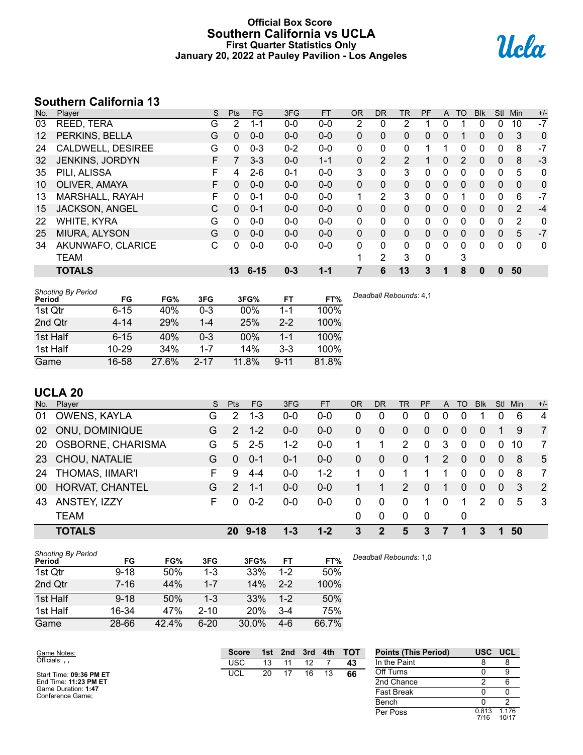# Official Box Score
## Southern California vs UCLA
### First Quarter Statistics Only
### January 20, 2022 at Pauley Pavilion - Los Angeles

## Southern California 13

| No. | Player | S | Pts | FG | 3FG | FT | OR | DR | TR | PF | A | TO | Blk | Stl | Min | +/- |
|---|---|---|---|---|---|---|---|---|---|---|---|---|---|---|---|---|
| 03 | REED, TERA | G | 2 | 1-1 | 0-0 | 0-0 | 2 | 0 | 2 | 1 | 0 | 1 | 0 | 0 | 10 | -7 |
| 12 | PERKINS, BELLA | G | 0 | 0-0 | 0-0 | 0-0 | 0 | 0 | 0 | 0 | 0 | 1 | 0 | 0 | 3 | 0 |
| 24 | CALDWELL, DESIREE | G | 0 | 0-3 | 0-2 | 0-0 | 0 | 0 | 0 | 1 | 1 | 0 | 0 | 0 | 8 | -7 |
| 32 | JENKINS, JORDYN | F | 7 | 3-3 | 0-0 | 1-1 | 0 | 2 | 2 | 1 | 0 | 2 | 0 | 0 | 8 | -3 |
| 35 | PILI, ALISSA | F | 4 | 2-6 | 0-1 | 0-0 | 3 | 0 | 3 | 0 | 0 | 0 | 0 | 0 | 5 | 0 |
| 10 | OLIVER, AMAYA | F | 0 | 0-0 | 0-0 | 0-0 | 0 | 0 | 0 | 0 | 0 | 0 | 0 | 0 | 0 | 0 |
| 13 | MARSHALL, RAYAH | F | 0 | 0-1 | 0-0 | 0-0 | 1 | 2 | 3 | 0 | 0 | 1 | 0 | 0 | 6 | -7 |
| 15 | JACKSON, ANGEL | C | 0 | 0-1 | 0-0 | 0-0 | 0 | 0 | 0 | 0 | 0 | 0 | 0 | 0 | 2 | -4 |
| 22 | WHITE, KYRA | G | 0 | 0-0 | 0-0 | 0-0 | 0 | 0 | 0 | 0 | 0 | 0 | 0 | 0 | 2 | 0 |
| 25 | MIURA, ALYSON | G | 0 | 0-0 | 0-0 | 0-0 | 0 | 0 | 0 | 0 | 0 | 0 | 0 | 0 | 5 | -7 |
| 34 | AKUNWAFO, CLARICE | C | 0 | 0-0 | 0-0 | 0-0 | 0 | 0 | 0 | 0 | 0 | 0 | 0 | 0 | 0 | 0 |
| | TEAM | | | | | | 1 | 2 | 3 | 0 | | 3 | | | | |
| | **TOTALS** | | **13** | **6-15** | **0-3** | **1-1** | **7** | **6** | **13** | **3** | **1** | **8** | **0** | **0** | **50** | |

*Shooting By Period*

| Period | FG | FG% | 3FG | 3FG% | FT | FT% |
|---|---|---|---|---|---|---|
| 1st Qtr | 6-15 | 40% | 0-3 | 00% | 1-1 | 100% |
| 2nd Qtr | 4-14 | 29% | 1-4 | 25% | 2-2 | 100% |
| 1st Half | 6-15 | 40% | 0-3 | 00% | 1-1 | 100% |
| 1st Half | 10-29 | 34% | 1-7 | 14% | 3-3 | 100% |
| Game | 16-58 | 27.6% | 2-17 | 11.8% | 9-11 | 81.8% |

*Deadball Rebounds:* 4,1

## UCLA 20

| No. | Player | S | Pts | FG | 3FG | FT | OR | DR | TR | PF | A | TO | Blk | Stl | Min | +/- |
|---|---|---|---|---|---|---|---|---|---|---|---|---|---|---|---|---|
| 01 | OWENS, KAYLA | G | 2 | 1-3 | 0-0 | 0-0 | 0 | 0 | 0 | 0 | 0 | 0 | 1 | 0 | 6 | 4 |
| 02 | ONU, DOMINIQUE | G | 2 | 1-2 | 0-0 | 0-0 | 0 | 0 | 0 | 0 | 0 | 0 | 0 | 1 | 9 | 7 |
| 20 | OSBORNE, CHARISMA | G | 5 | 2-5 | 1-2 | 0-0 | 1 | 1 | 2 | 0 | 3 | 0 | 0 | 0 | 10 | 7 |
| 23 | CHOU, NATALIE | G | 0 | 0-1 | 0-1 | 0-0 | 0 | 0 | 0 | 1 | 2 | 0 | 0 | 0 | 8 | 5 |
| 24 | THOMAS, IIMAR'I | F | 9 | 4-4 | 0-0 | 1-2 | 1 | 0 | 1 | 1 | 1 | 0 | 0 | 0 | 8 | 7 |
| 00 | HORVAT, CHANTEL | G | 2 | 1-1 | 0-0 | 0-0 | 1 | 1 | 2 | 0 | 1 | 0 | 0 | 0 | 3 | 2 |
| 43 | ANSTEY, IZZY | F | 0 | 0-2 | 0-0 | 0-0 | 0 | 0 | 0 | 1 | 0 | 1 | 2 | 0 | 5 | 3 |
| | TEAM | | | | | | 0 | 0 | 0 | 0 | | 0 | | | | |
| | **TOTALS** | | **20** | **9-18** | **1-3** | **1-2** | **3** | **2** | **5** | **3** | **7** | **1** | **3** | **1** | **50** | |

*Shooting By Period*

| Period | FG | FG% | 3FG | 3FG% | FT | FT% |
|---|---|---|---|---|---|---|
| 1st Qtr | 9-18 | 50% | 1-3 | 33% | 1-2 | 50% |
| 2nd Qtr | 7-16 | 44% | 1-7 | 14% | 2-2 | 100% |
| 1st Half | 9-18 | 50% | 1-3 | 33% | 1-2 | 50% |
| 1st Half | 16-34 | 47% | 2-10 | 20% | 3-4 | 75% |
| Game | 28-66 | 42.4% | 6-20 | 30.0% | 4-6 | 66.7% |

*Deadball Rebounds:* 1,0

Game Notes:
Officials: , ,

Start Time: **09:36 PM ET**
End Time: **11:23 PM ET**
Game Duration: **1:47**
Conference Game;

| Score | 1st | 2nd | 3rd | 4th | TOT |
|---|---|---|---|---|---|
| USC | 13 | 11 | 12 | 7 | **43** |
| UCL | 20 | 17 | 16 | 13 | **66** |

| Points (This Period) | USC | UCL |
|---|---|---|
| In the Paint | 8 | 8 |
| Off Turns | 0 | 9 |
| 2nd Chance | 2 | 6 |
| Fast Break | 0 | 0 |
| Bench | 0 | 2 |
| Per Poss | 0.813 7/16 | 1.176 10/17 |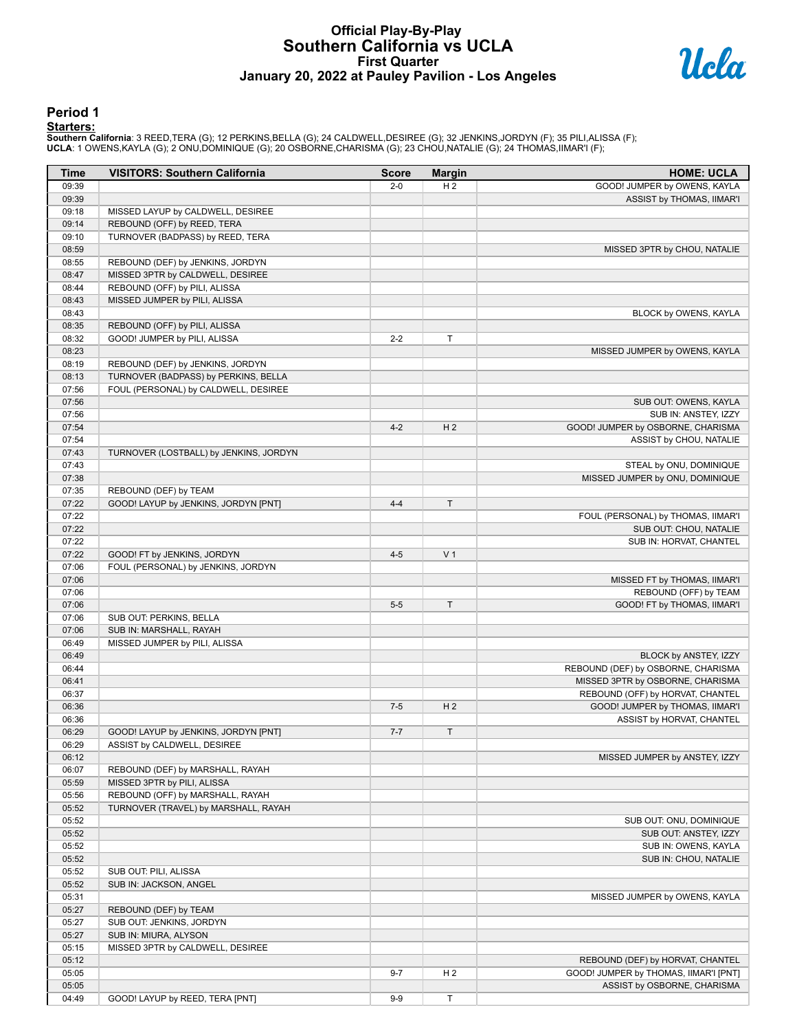# Official Play-By-Play
## Southern California vs UCLA
### First Quarter
### January 20, 2022 at Pauley Pavilion - Los Angeles

## Period 1

**Starters:**

**Southern California**: 3 REED,TERA (G); 12 PERKINS,BELLA (G); 24 CALDWELL,DESIREE (G); 32 JENKINS,JORDYN (F); 35 PILI,ALISSA (F);
**UCLA**: 1 OWENS,KAYLA (G); 2 ONU,DOMINIQUE (G); 20 OSBORNE,CHARISMA (G); 23 CHOU,NATALIE (G); 24 THOMAS,IIMAR'I (F);

| Time | VISITORS: Southern California | Score | Margin | HOME: UCLA |
|---|---|---|---|---|
| 09:39 | | 2-0 | H 2 | GOOD! JUMPER by OWENS, KAYLA |
| 09:39 | | | | ASSIST by THOMAS, IIMAR'I |
| 09:18 | MISSED LAYUP by CALDWELL, DESIREE | | | |
| 09:14 | REBOUND (OFF) by REED, TERA | | | |
| 09:10 | TURNOVER (BADPASS) by REED, TERA | | | |
| 08:59 | | | | MISSED 3PTR by CHOU, NATALIE |
| 08:55 | REBOUND (DEF) by JENKINS, JORDYN | | | |
| 08:47 | MISSED 3PTR by CALDWELL, DESIREE | | | |
| 08:44 | REBOUND (OFF) by PILI, ALISSA | | | |
| 08:43 | MISSED JUMPER by PILI, ALISSA | | | |
| 08:43 | | | | BLOCK by OWENS, KAYLA |
| 08:35 | REBOUND (OFF) by PILI, ALISSA | | | |
| 08:32 | GOOD! JUMPER by PILI, ALISSA | 2-2 | T | |
| 08:23 | | | | MISSED JUMPER by OWENS, KAYLA |
| 08:19 | REBOUND (DEF) by JENKINS, JORDYN | | | |
| 08:13 | TURNOVER (BADPASS) by PERKINS, BELLA | | | |
| 07:56 | FOUL (PERSONAL) by CALDWELL, DESIREE | | | |
| 07:56 | | | | SUB OUT: OWENS, KAYLA |
| 07:56 | | | | SUB IN: ANSTEY, IZZY |
| 07:54 | | 4-2 | H 2 | GOOD! JUMPER by OSBORNE, CHARISMA |
| 07:54 | | | | ASSIST by CHOU, NATALIE |
| 07:43 | TURNOVER (LOSTBALL) by JENKINS, JORDYN | | | |
| 07:43 | | | | STEAL by ONU, DOMINIQUE |
| 07:38 | | | | MISSED JUMPER by ONU, DOMINIQUE |
| 07:35 | REBOUND (DEF) by TEAM | | | |
| 07:22 | GOOD! LAYUP by JENKINS, JORDYN [PNT] | 4-4 | T | |
| 07:22 | | | | FOUL (PERSONAL) by THOMAS, IIMAR'I |
| 07:22 | | | | SUB OUT: CHOU, NATALIE |
| 07:22 | | | | SUB IN: HORVAT, CHANTEL |
| 07:22 | GOOD! FT by JENKINS, JORDYN | 4-5 | V 1 | |
| 07:06 | FOUL (PERSONAL) by JENKINS, JORDYN | | | |
| 07:06 | | | | MISSED FT by THOMAS, IIMAR'I |
| 07:06 | | | | REBOUND (OFF) by TEAM |
| 07:06 | | 5-5 | T | GOOD! FT by THOMAS, IIMAR'I |
| 07:06 | SUB OUT: PERKINS, BELLA | | | |
| 07:06 | SUB IN: MARSHALL, RAYAH | | | |
| 06:49 | MISSED JUMPER by PILI, ALISSA | | | |
| 06:49 | | | | BLOCK by ANSTEY, IZZY |
| 06:44 | | | | REBOUND (DEF) by OSBORNE, CHARISMA |
| 06:41 | | | | MISSED 3PTR by OSBORNE, CHARISMA |
| 06:37 | | | | REBOUND (OFF) by HORVAT, CHANTEL |
| 06:36 | | 7-5 | H 2 | GOOD! JUMPER by THOMAS, IIMAR'I |
| 06:36 | | | | ASSIST by HORVAT, CHANTEL |
| 06:29 | GOOD! LAYUP by JENKINS, JORDYN [PNT] | 7-7 | T | |
| 06:29 | ASSIST by CALDWELL, DESIREE | | | |
| 06:12 | | | | MISSED JUMPER by ANSTEY, IZZY |
| 06:07 | REBOUND (DEF) by MARSHALL, RAYAH | | | |
| 05:59 | MISSED 3PTR by PILI, ALISSA | | | |
| 05:56 | REBOUND (OFF) by MARSHALL, RAYAH | | | |
| 05:52 | TURNOVER (TRAVEL) by MARSHALL, RAYAH | | | |
| 05:52 | | | | SUB OUT: ONU, DOMINIQUE |
| 05:52 | | | | SUB OUT: ANSTEY, IZZY |
| 05:52 | | | | SUB IN: OWENS, KAYLA |
| 05:52 | | | | SUB IN: CHOU, NATALIE |
| 05:52 | SUB OUT: PILI, ALISSA | | | |
| 05:52 | SUB IN: JACKSON, ANGEL | | | |
| 05:31 | | | | MISSED JUMPER by OWENS, KAYLA |
| 05:27 | REBOUND (DEF) by TEAM | | | |
| 05:27 | SUB OUT: JENKINS, JORDYN | | | |
| 05:27 | SUB IN: MIURA, ALYSON | | | |
| 05:15 | MISSED 3PTR by CALDWELL, DESIREE | | | |
| 05:12 | | | | REBOUND (DEF) by HORVAT, CHANTEL |
| 05:05 | | 9-7 | H 2 | GOOD! JUMPER by THOMAS, IIMAR'I [PNT] |
| 05:05 | | | | ASSIST by OSBORNE, CHARISMA |
| 04:49 | GOOD! LAYUP by REED, TERA [PNT] | 9-9 | T | |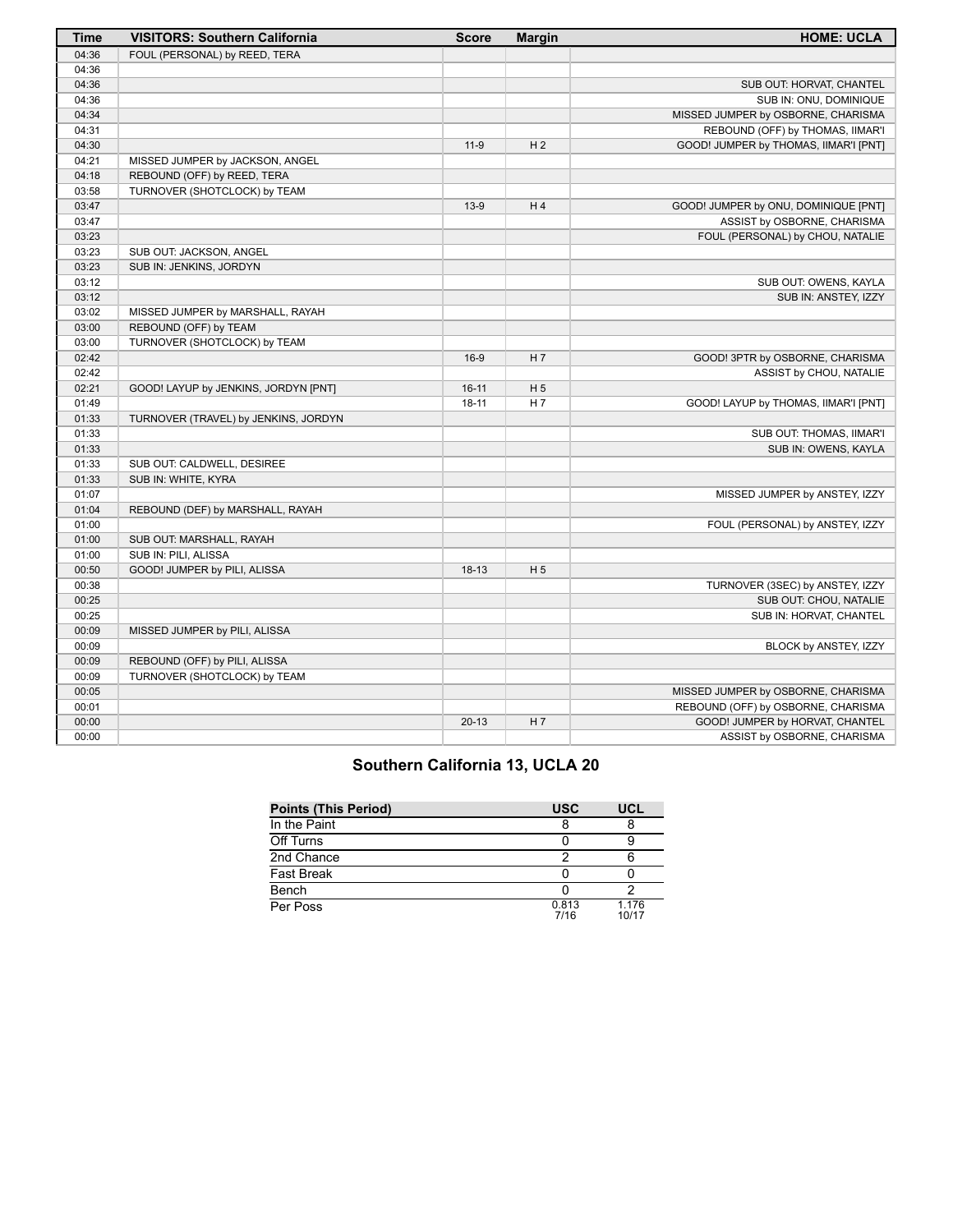| Time | VISITORS: Southern California | Score | Margin | HOME: UCLA |
| --- | --- | --- | --- | --- |
| 04:36 | FOUL (PERSONAL) by REED, TERA | | | |
| 04:36 | | | | |
| 04:36 | | | | SUB OUT: HORVAT, CHANTEL |
| 04:36 | | | | SUB IN: ONU, DOMINIQUE |
| 04:34 | | | | MISSED JUMPER by OSBORNE, CHARISMA |
| 04:31 | | | | REBOUND (OFF) by THOMAS, IIMAR'I |
| 04:30 | | 11-9 | H 2 | GOOD! JUMPER by THOMAS, IIMAR'I [PNT] |
| 04:21 | MISSED JUMPER by JACKSON, ANGEL | | | |
| 04:18 | REBOUND (OFF) by REED, TERA | | | |
| 03:58 | TURNOVER (SHOTCLOCK) by TEAM | | | |
| 03:47 | | 13-9 | H 4 | GOOD! JUMPER by ONU, DOMINIQUE [PNT] |
| 03:47 | | | | ASSIST by OSBORNE, CHARISMA |
| 03:23 | | | | FOUL (PERSONAL) by CHOU, NATALIE |
| 03:23 | SUB OUT: JACKSON, ANGEL | | | |
| 03:23 | SUB IN: JENKINS, JORDYN | | | |
| 03:12 | | | | SUB OUT: OWENS, KAYLA |
| 03:12 | | | | SUB IN: ANSTEY, IZZY |
| 03:02 | MISSED JUMPER by MARSHALL, RAYAH | | | |
| 03:00 | REBOUND (OFF) by TEAM | | | |
| 03:00 | TURNOVER (SHOTCLOCK) by TEAM | | | |
| 02:42 | | 16-9 | H 7 | GOOD! 3PTR by OSBORNE, CHARISMA |
| 02:42 | | | | ASSIST by CHOU, NATALIE |
| 02:21 | GOOD! LAYUP by JENKINS, JORDYN [PNT] | 16-11 | H 5 | |
| 01:49 | | 18-11 | H 7 | GOOD! LAYUP by THOMAS, IIMAR'I [PNT] |
| 01:33 | TURNOVER (TRAVEL) by JENKINS, JORDYN | | | |
| 01:33 | | | | SUB OUT: THOMAS, IIMAR'I |
| 01:33 | | | | SUB IN: OWENS, KAYLA |
| 01:33 | SUB OUT: CALDWELL, DESIREE | | | |
| 01:33 | SUB IN: WHITE, KYRA | | | |
| 01:07 | | | | MISSED JUMPER by ANSTEY, IZZY |
| 01:04 | REBOUND (DEF) by MARSHALL, RAYAH | | | |
| 01:00 | | | | FOUL (PERSONAL) by ANSTEY, IZZY |
| 01:00 | SUB OUT: MARSHALL, RAYAH | | | |
| 01:00 | SUB IN: PILI, ALISSA | | | |
| 00:50 | GOOD! JUMPER by PILI, ALISSA | 18-13 | H 5 | |
| 00:38 | | | | TURNOVER (3SEC) by ANSTEY, IZZY |
| 00:25 | | | | SUB OUT: CHOU, NATALIE |
| 00:25 | | | | SUB IN: HORVAT, CHANTEL |
| 00:09 | MISSED JUMPER by PILI, ALISSA | | | |
| 00:09 | | | | BLOCK by ANSTEY, IZZY |
| 00:09 | REBOUND (OFF) by PILI, ALISSA | | | |
| 00:09 | TURNOVER (SHOTCLOCK) by TEAM | | | |
| 00:05 | | | | MISSED JUMPER by OSBORNE, CHARISMA |
| 00:01 | | | | REBOUND (OFF) by OSBORNE, CHARISMA |
| 00:00 | | 20-13 | H 7 | GOOD! JUMPER by HORVAT, CHANTEL |
| 00:00 | | | | ASSIST by OSBORNE, CHARISMA |

## Southern California 13, UCLA 20

| Points (This Period) | USC | UCL |
| --- | --- | --- |
| In the Paint | 8 | 8 |
| Off Turns | 0 | 9 |
| 2nd Chance | 2 | 6 |
| Fast Break | 0 | 0 |
| Bench | 0 | 2 |
| Per Poss | 0.813 7/16 | 1.176 10/17 |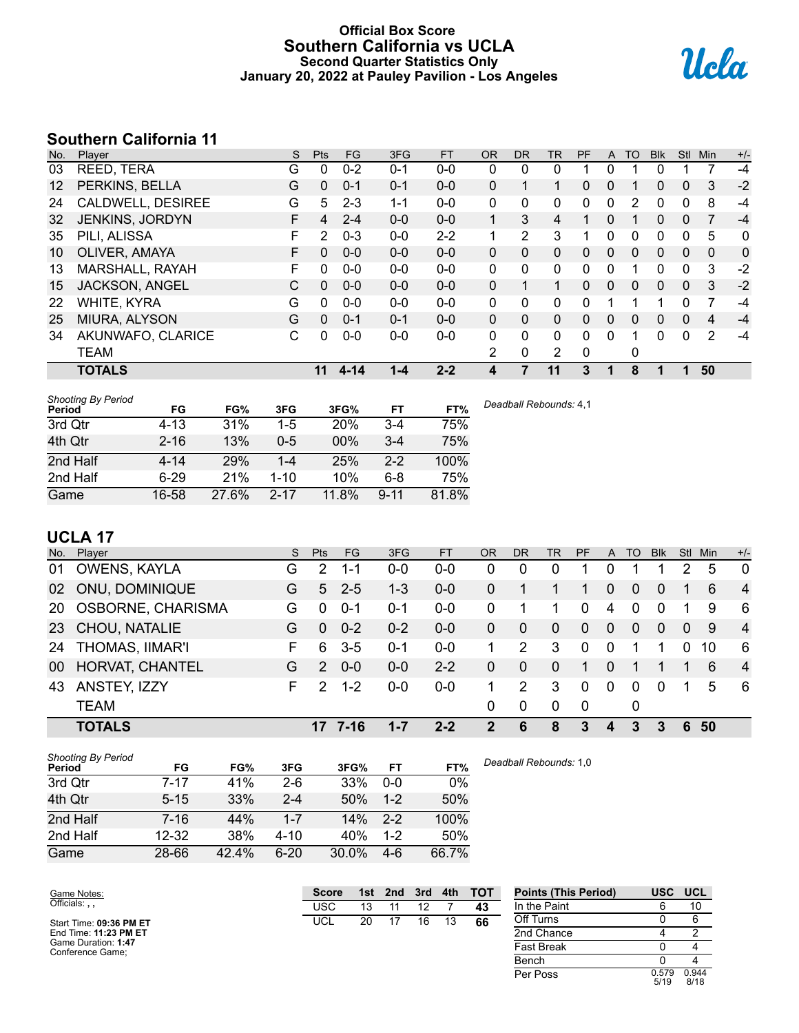# Official Box Score
## Southern California vs UCLA
### Second Quarter Statistics Only
### January 20, 2022 at Pauley Pavilion - Los Angeles

## Southern California 11

| No. | Player | S | Pts | FG | 3FG | FT | OR | DR | TR | PF | A | TO | Blk | Stl | Min | +/- |
|---|---|---|---|---|---|---|---|---|---|---|---|---|---|---|---|---|
| 03 | REED, TERA | G | 0 | 0-2 | 0-1 | 0-0 | 0 | 0 | 0 | 1 | 0 | 1 | 0 | 1 | 7 | -4 |
| 12 | PERKINS, BELLA | G | 0 | 0-1 | 0-1 | 0-0 | 0 | 1 | 1 | 0 | 0 | 1 | 0 | 0 | 3 | -2 |
| 24 | CALDWELL, DESIREE | G | 5 | 2-3 | 1-1 | 0-0 | 0 | 0 | 0 | 0 | 0 | 2 | 0 | 0 | 8 | -4 |
| 32 | JENKINS, JORDYN | F | 4 | 2-4 | 0-0 | 0-0 | 1 | 3 | 4 | 1 | 0 | 1 | 0 | 0 | 7 | -4 |
| 35 | PILI, ALISSA | F | 2 | 0-3 | 0-0 | 2-2 | 1 | 2 | 3 | 1 | 0 | 0 | 0 | 0 | 5 | 0 |
| 10 | OLIVER, AMAYA | F | 0 | 0-0 | 0-0 | 0-0 | 0 | 0 | 0 | 0 | 0 | 0 | 0 | 0 | 0 | 0 |
| 13 | MARSHALL, RAYAH | F | 0 | 0-0 | 0-0 | 0-0 | 0 | 0 | 0 | 0 | 0 | 1 | 0 | 0 | 3 | -2 |
| 15 | JACKSON, ANGEL | C | 0 | 0-0 | 0-0 | 0-0 | 0 | 1 | 1 | 0 | 0 | 0 | 0 | 0 | 3 | -2 |
| 22 | WHITE, KYRA | G | 0 | 0-0 | 0-0 | 0-0 | 0 | 0 | 0 | 0 | 1 | 1 | 1 | 0 | 7 | -4 |
| 25 | MIURA, ALYSON | G | 0 | 0-1 | 0-1 | 0-0 | 0 | 0 | 0 | 0 | 0 | 0 | 0 | 0 | 4 | -4 |
| 34 | AKUNWAFO, CLARICE | C | 0 | 0-0 | 0-0 | 0-0 | 0 | 0 | 0 | 0 | 0 | 1 | 0 | 0 | 2 | -4 |
| | TEAM | | | | | | 2 | 0 | 2 | 0 | | 0 | | | | |
| | **TOTALS** | | **11** | **4-14** | **1-4** | **2-2** | **4** | **7** | **11** | **3** | **1** | **8** | **1** | **1** | **50** | |

*Shooting By Period*

| Period | FG | FG% | 3FG | 3FG% | FT | FT% |
|---|---|---|---|---|---|---|
| 3rd Qtr | 4-13 | 31% | 1-5 | 20% | 3-4 | 75% |
| 4th Qtr | 2-16 | 13% | 0-5 | 00% | 3-4 | 75% |
| 2nd Half | 4-14 | 29% | 1-4 | 25% | 2-2 | 100% |
| 2nd Half | 6-29 | 21% | 1-10 | 10% | 6-8 | 75% |
| Game | 16-58 | 27.6% | 2-17 | 11.8% | 9-11 | 81.8% |

*Deadball Rebounds:* 4,1

## UCLA 17

| No. | Player | S | Pts | FG | 3FG | FT | OR | DR | TR | PF | A | TO | Blk | Stl | Min | +/- |
|---|---|---|---|---|---|---|---|---|---|---|---|---|---|---|---|---|
| 01 | OWENS, KAYLA | G | 2 | 1-1 | 0-0 | 0-0 | 0 | 0 | 0 | 1 | 0 | 1 | 1 | 2 | 5 | 0 |
| 02 | ONU, DOMINIQUE | G | 5 | 2-5 | 1-3 | 0-0 | 0 | 1 | 1 | 1 | 0 | 0 | 0 | 1 | 6 | 4 |
| 20 | OSBORNE, CHARISMA | G | 0 | 0-1 | 0-1 | 0-0 | 0 | 1 | 1 | 0 | 4 | 0 | 0 | 1 | 9 | 6 |
| 23 | CHOU, NATALIE | G | 0 | 0-2 | 0-2 | 0-0 | 0 | 0 | 0 | 0 | 0 | 0 | 0 | 0 | 9 | 4 |
| 24 | THOMAS, IIMAR'I | F | 6 | 3-5 | 0-1 | 0-0 | 1 | 2 | 3 | 0 | 0 | 1 | 1 | 0 | 10 | 6 |
| 00 | HORVAT, CHANTEL | G | 2 | 0-0 | 0-0 | 2-2 | 0 | 0 | 0 | 1 | 0 | 1 | 1 | 1 | 6 | 4 |
| 43 | ANSTEY, IZZY | F | 2 | 1-2 | 0-0 | 0-0 | 1 | 2 | 3 | 0 | 0 | 0 | 0 | 1 | 5 | 6 |
| | TEAM | | | | | | 0 | 0 | 0 | 0 | | 0 | | | | |
| | **TOTALS** | | **17** | **7-16** | **1-7** | **2-2** | **2** | **6** | **8** | **3** | **4** | **3** | **3** | **6** | **50** | |

*Shooting By Period*

| Period | FG | FG% | 3FG | 3FG% | FT | FT% |
|---|---|---|---|---|---|---|
| 3rd Qtr | 7-17 | 41% | 2-6 | 33% | 0-0 | 0% |
| 4th Qtr | 5-15 | 33% | 2-4 | 50% | 1-2 | 50% |
| 2nd Half | 7-16 | 44% | 1-7 | 14% | 2-2 | 100% |
| 2nd Half | 12-32 | 38% | 4-10 | 40% | 1-2 | 50% |
| Game | 28-66 | 42.4% | 6-20 | 30.0% | 4-6 | 66.7% |

*Deadball Rebounds:* 1,0

Game Notes:
Officials: , ,

Start Time: **09:36 PM ET**
End Time: **11:23 PM ET**
Game Duration: **1:47**
Conference Game;

| Score | 1st | 2nd | 3rd | 4th | TOT |
|---|---|---|---|---|---|
| USC | 13 | 11 | 12 | 7 | **43** |
| UCL | 20 | 17 | 16 | 13 | **66** |

| Points (This Period) | USC | UCL |
|---|---|---|
| In the Paint | 6 | 10 |
| Off Turns | 0 | 6 |
| 2nd Chance | 4 | 2 |
| Fast Break | 0 | 4 |
| Bench | 0 | 4 |
| Per Poss | 0.579 5/19 | 0.944 8/18 |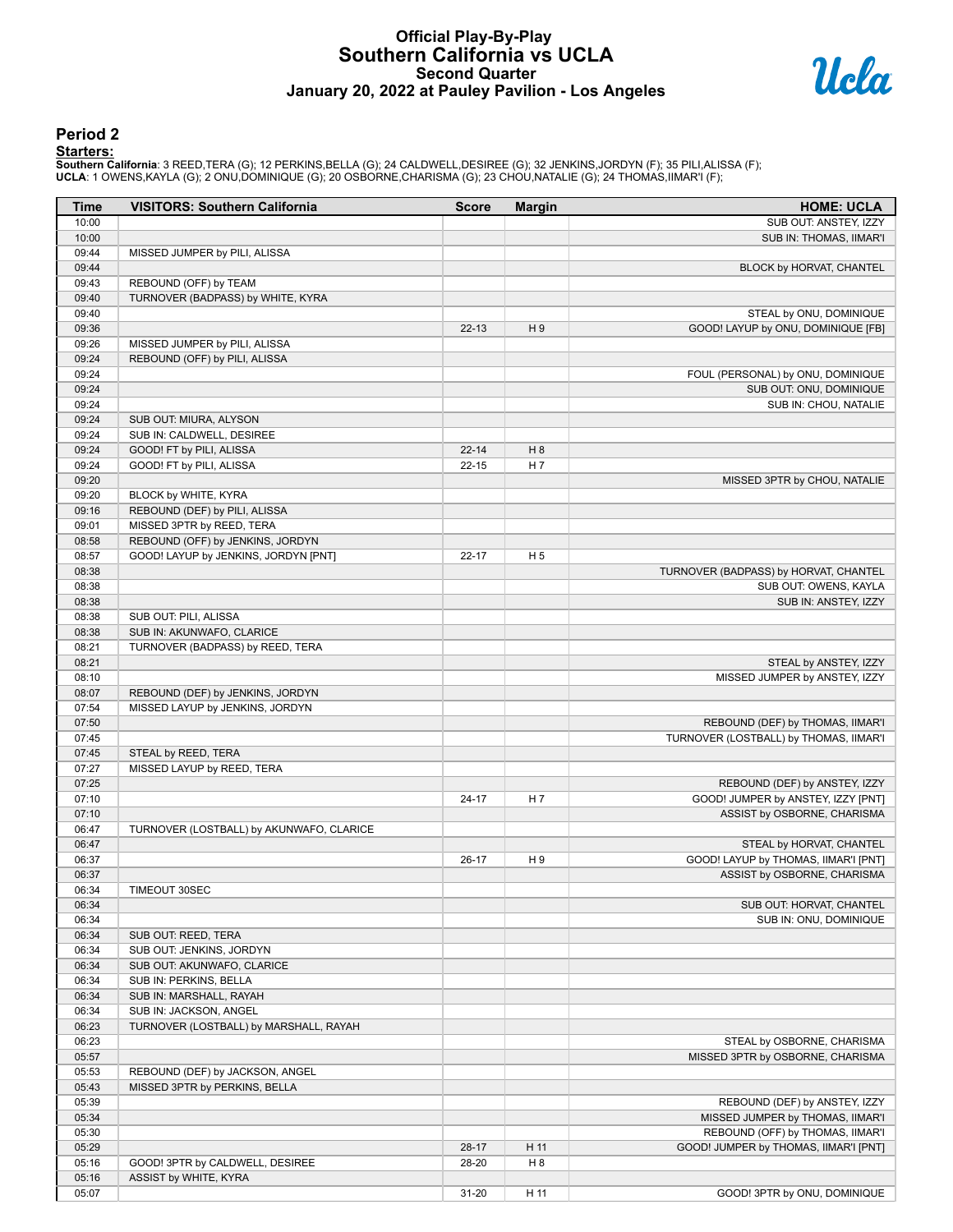# Official Play-By-Play
## Southern California vs UCLA
### Second Quarter
### January 20, 2022 at Pauley Pavilion - Los Angeles

## Period 2

**Starters:**

**Southern California**: 3 REED,TERA (G); 12 PERKINS,BELLA (G); 24 CALDWELL,DESIREE (G); 32 JENKINS,JORDYN (F); 35 PILI,ALISSA (F);
**UCLA**: 1 OWENS,KAYLA (G); 2 ONU,DOMINIQUE (G); 20 OSBORNE,CHARISMA (G); 23 CHOU,NATALIE (G); 24 THOMAS,IIMAR'I (F);

| Time | VISITORS: Southern California | Score | Margin | HOME: UCLA |
|---|---|---|---|---|
| 10:00 | | | | SUB OUT: ANSTEY, IZZY |
| 10:00 | | | | SUB IN: THOMAS, IIMAR'I |
| 09:44 | MISSED JUMPER by PILI, ALISSA | | | |
| 09:44 | | | | BLOCK by HORVAT, CHANTEL |
| 09:43 | REBOUND (OFF) by TEAM | | | |
| 09:40 | TURNOVER (BADPASS) by WHITE, KYRA | | | |
| 09:40 | | | | STEAL by ONU, DOMINIQUE |
| 09:36 | | 22-13 | H 9 | GOOD! LAYUP by ONU, DOMINIQUE [FB] |
| 09:26 | MISSED JUMPER by PILI, ALISSA | | | |
| 09:24 | REBOUND (OFF) by PILI, ALISSA | | | |
| 09:24 | | | | FOUL (PERSONAL) by ONU, DOMINIQUE |
| 09:24 | | | | SUB OUT: ONU, DOMINIQUE |
| 09:24 | | | | SUB IN: CHOU, NATALIE |
| 09:24 | SUB OUT: MIURA, ALYSON | | | |
| 09:24 | SUB IN: CALDWELL, DESIREE | | | |
| 09:24 | GOOD! FT by PILI, ALISSA | 22-14 | H 8 | |
| 09:24 | GOOD! FT by PILI, ALISSA | 22-15 | H 7 | |
| 09:20 | | | | MISSED 3PTR by CHOU, NATALIE |
| 09:20 | BLOCK by WHITE, KYRA | | | |
| 09:16 | REBOUND (DEF) by PILI, ALISSA | | | |
| 09:01 | MISSED 3PTR by REED, TERA | | | |
| 08:58 | REBOUND (OFF) by JENKINS, JORDYN | | | |
| 08:57 | GOOD! LAYUP by JENKINS, JORDYN [PNT] | 22-17 | H 5 | |
| 08:38 | | | | TURNOVER (BADPASS) by HORVAT, CHANTEL |
| 08:38 | | | | SUB OUT: OWENS, KAYLA |
| 08:38 | | | | SUB IN: ANSTEY, IZZY |
| 08:38 | SUB OUT: PILI, ALISSA | | | |
| 08:38 | SUB IN: AKUNWAFO, CLARICE | | | |
| 08:21 | TURNOVER (BADPASS) by REED, TERA | | | |
| 08:21 | | | | STEAL by ANSTEY, IZZY |
| 08:10 | | | | MISSED JUMPER by ANSTEY, IZZY |
| 08:07 | REBOUND (DEF) by JENKINS, JORDYN | | | |
| 07:54 | MISSED LAYUP by JENKINS, JORDYN | | | |
| 07:50 | | | | REBOUND (DEF) by THOMAS, IIMAR'I |
| 07:45 | | | | TURNOVER (LOSTBALL) by THOMAS, IIMAR'I |
| 07:45 | STEAL by REED, TERA | | | |
| 07:27 | MISSED LAYUP by REED, TERA | | | |
| 07:25 | | | | REBOUND (DEF) by ANSTEY, IZZY |
| 07:10 | | 24-17 | H 7 | GOOD! JUMPER by ANSTEY, IZZY [PNT] |
| 07:10 | | | | ASSIST by OSBORNE, CHARISMA |
| 06:47 | TURNOVER (LOSTBALL) by AKUNWAFO, CLARICE | | | |
| 06:47 | | | | STEAL by HORVAT, CHANTEL |
| 06:37 | | 26-17 | H 9 | GOOD! LAYUP by THOMAS, IIMAR'I [PNT] |
| 06:37 | | | | ASSIST by OSBORNE, CHARISMA |
| 06:34 | TIMEOUT 30SEC | | | |
| 06:34 | | | | SUB OUT: HORVAT, CHANTEL |
| 06:34 | | | | SUB IN: ONU, DOMINIQUE |
| 06:34 | SUB OUT: REED, TERA | | | |
| 06:34 | SUB OUT: JENKINS, JORDYN | | | |
| 06:34 | SUB OUT: AKUNWAFO, CLARICE | | | |
| 06:34 | SUB IN: PERKINS, BELLA | | | |
| 06:34 | SUB IN: MARSHALL, RAYAH | | | |
| 06:34 | SUB IN: JACKSON, ANGEL | | | |
| 06:23 | TURNOVER (LOSTBALL) by MARSHALL, RAYAH | | | |
| 06:23 | | | | STEAL by OSBORNE, CHARISMA |
| 05:57 | | | | MISSED 3PTR by OSBORNE, CHARISMA |
| 05:53 | REBOUND (DEF) by JACKSON, ANGEL | | | |
| 05:43 | MISSED 3PTR by PERKINS, BELLA | | | |
| 05:39 | | | | REBOUND (DEF) by ANSTEY, IZZY |
| 05:34 | | | | MISSED JUMPER by THOMAS, IIMAR'I |
| 05:30 | | | | REBOUND (OFF) by THOMAS, IIMAR'I |
| 05:29 | | 28-17 | H 11 | GOOD! JUMPER by THOMAS, IIMAR'I [PNT] |
| 05:16 | GOOD! 3PTR by CALDWELL, DESIREE | 28-20 | H 8 | |
| 05:16 | ASSIST by WHITE, KYRA | | | |
| 05:07 | | 31-20 | H 11 | GOOD! 3PTR by ONU, DOMINIQUE |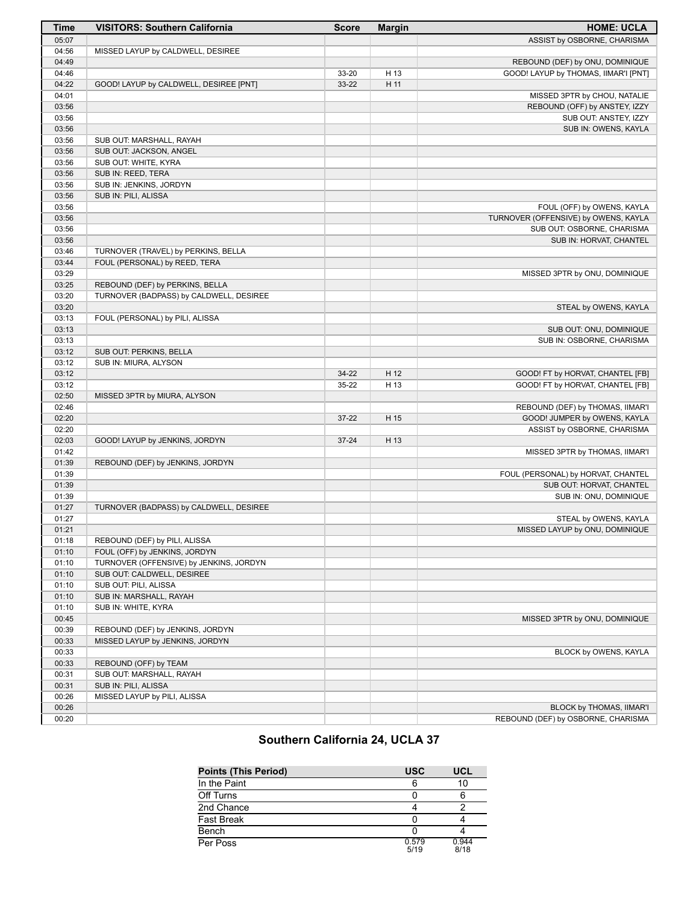| Time | VISITORS: Southern California | Score | Margin | HOME: UCLA |
| --- | --- | --- | --- | --- |
| 05:07 | | | | ASSIST by OSBORNE, CHARISMA |
| 04:56 | MISSED LAYUP by CALDWELL, DESIREE | | | |
| 04:49 | | | | REBOUND (DEF) by ONU, DOMINIQUE |
| 04:46 | | 33-20 | H 13 | GOOD! LAYUP by THOMAS, IIMAR'I [PNT] |
| 04:22 | GOOD! LAYUP by CALDWELL, DESIREE [PNT] | 33-22 | H 11 | |
| 04:01 | | | | MISSED 3PTR by CHOU, NATALIE |
| 03:56 | | | | REBOUND (OFF) by ANSTEY, IZZY |
| 03:56 | | | | SUB OUT: ANSTEY, IZZY |
| 03:56 | | | | SUB IN: OWENS, KAYLA |
| 03:56 | SUB OUT: MARSHALL, RAYAH | | | |
| 03:56 | SUB OUT: JACKSON, ANGEL | | | |
| 03:56 | SUB OUT: WHITE, KYRA | | | |
| 03:56 | SUB IN: REED, TERA | | | |
| 03:56 | SUB IN: JENKINS, JORDYN | | | |
| 03:56 | SUB IN: PILI, ALISSA | | | |
| 03:56 | | | | FOUL (OFF) by OWENS, KAYLA |
| 03:56 | | | | TURNOVER (OFFENSIVE) by OWENS, KAYLA |
| 03:56 | | | | SUB OUT: OSBORNE, CHARISMA |
| 03:56 | | | | SUB IN: HORVAT, CHANTEL |
| 03:46 | TURNOVER (TRAVEL) by PERKINS, BELLA | | | |
| 03:44 | FOUL (PERSONAL) by REED, TERA | | | |
| 03:29 | | | | MISSED 3PTR by ONU, DOMINIQUE |
| 03:25 | REBOUND (DEF) by PERKINS, BELLA | | | |
| 03:20 | TURNOVER (BADPASS) by CALDWELL, DESIREE | | | |
| 03:20 | | | | STEAL by OWENS, KAYLA |
| 03:13 | FOUL (PERSONAL) by PILI, ALISSA | | | |
| 03:13 | | | | SUB OUT: ONU, DOMINIQUE |
| 03:13 | | | | SUB IN: OSBORNE, CHARISMA |
| 03:12 | SUB OUT: PERKINS, BELLA | | | |
| 03:12 | SUB IN: MIURA, ALYSON | | | |
| 03:12 | | 34-22 | H 12 | GOOD! FT by HORVAT, CHANTEL [FB] |
| 03:12 | | 35-22 | H 13 | GOOD! FT by HORVAT, CHANTEL [FB] |
| 02:50 | MISSED 3PTR by MIURA, ALYSON | | | |
| 02:46 | | | | REBOUND (DEF) by THOMAS, IIMAR'I |
| 02:20 | | 37-22 | H 15 | GOOD! JUMPER by OWENS, KAYLA |
| 02:20 | | | | ASSIST by OSBORNE, CHARISMA |
| 02:03 | GOOD! LAYUP by JENKINS, JORDYN | 37-24 | H 13 | |
| 01:42 | | | | MISSED 3PTR by THOMAS, IIMAR'I |
| 01:39 | REBOUND (DEF) by JENKINS, JORDYN | | | |
| 01:39 | | | | FOUL (PERSONAL) by HORVAT, CHANTEL |
| 01:39 | | | | SUB OUT: HORVAT, CHANTEL |
| 01:39 | | | | SUB IN: ONU, DOMINIQUE |
| 01:27 | TURNOVER (BADPASS) by CALDWELL, DESIREE | | | |
| 01:27 | | | | STEAL by OWENS, KAYLA |
| 01:21 | | | | MISSED LAYUP by ONU, DOMINIQUE |
| 01:18 | REBOUND (DEF) by PILI, ALISSA | | | |
| 01:10 | FOUL (OFF) by JENKINS, JORDYN | | | |
| 01:10 | TURNOVER (OFFENSIVE) by JENKINS, JORDYN | | | |
| 01:10 | SUB OUT: CALDWELL, DESIREE | | | |
| 01:10 | SUB OUT: PILI, ALISSA | | | |
| 01:10 | SUB IN: MARSHALL, RAYAH | | | |
| 01:10 | SUB IN: WHITE, KYRA | | | |
| 00:45 | | | | MISSED 3PTR by ONU, DOMINIQUE |
| 00:39 | REBOUND (DEF) by JENKINS, JORDYN | | | |
| 00:33 | MISSED LAYUP by JENKINS, JORDYN | | | |
| 00:33 | | | | BLOCK by OWENS, KAYLA |
| 00:33 | REBOUND (OFF) by TEAM | | | |
| 00:31 | SUB OUT: MARSHALL, RAYAH | | | |
| 00:31 | SUB IN: PILI, ALISSA | | | |
| 00:26 | MISSED LAYUP by PILI, ALISSA | | | |
| 00:26 | | | | BLOCK by THOMAS, IIMAR'I |
| 00:20 | | | | REBOUND (DEF) by OSBORNE, CHARISMA |

## Southern California 24, UCLA 37

| Points (This Period) | USC | UCL |
| --- | --- | --- |
| In the Paint | 6 | 10 |
| Off Turns | 0 | 6 |
| 2nd Chance | 4 | 2 |
| Fast Break | 0 | 4 |
| Bench | 0 | 4 |
| Per Poss | 0.579 5/19 | 0.944 8/18 |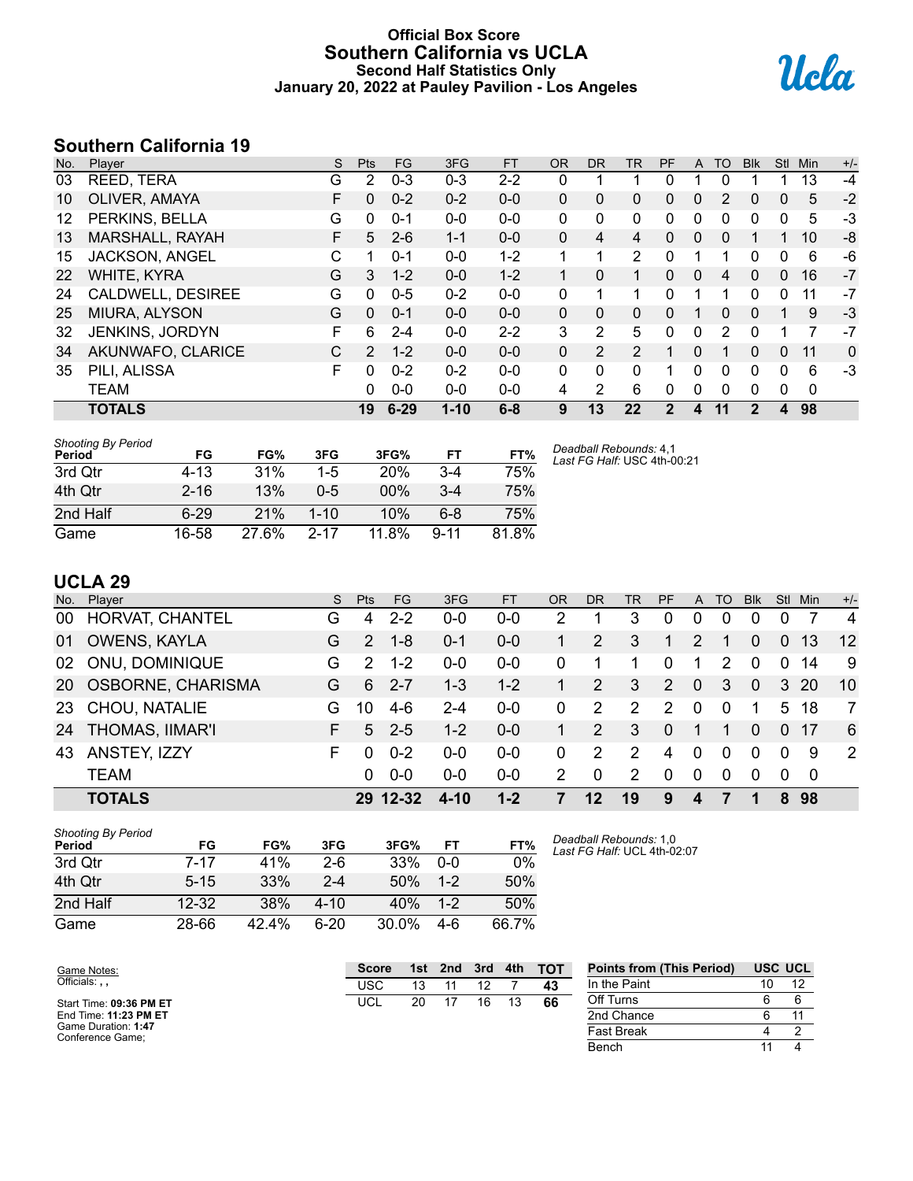# Official Box Score
# Southern California vs UCLA
### Second Half Statistics Only
### January 20, 2022 at Pauley Pavilion - Los Angeles

## Southern California 19

| No. | Player | S | Pts | FG | 3FG | FT | OR | DR | TR | PF | A | TO | Blk | Stl | Min | +/- |
|---|---|---|---|---|---|---|---|---|---|---|---|---|---|---|---|---|
| 03 | REED, TERA | G | 2 | 0-3 | 0-3 | 2-2 | 0 | 1 | 1 | 0 | 1 | 0 | 1 | 1 | 13 | -4 |
| 10 | OLIVER, AMAYA | F | 0 | 0-2 | 0-2 | 0-0 | 0 | 0 | 0 | 0 | 0 | 2 | 0 | 0 | 5 | -2 |
| 12 | PERKINS, BELLA | G | 0 | 0-1 | 0-0 | 0-0 | 0 | 0 | 0 | 0 | 0 | 0 | 0 | 0 | 5 | -3 |
| 13 | MARSHALL, RAYAH | F | 5 | 2-6 | 1-1 | 0-0 | 0 | 4 | 4 | 0 | 0 | 0 | 1 | 1 | 10 | -8 |
| 15 | JACKSON, ANGEL | C | 1 | 0-1 | 0-0 | 1-2 | 1 | 1 | 2 | 0 | 1 | 1 | 0 | 0 | 6 | -6 |
| 22 | WHITE, KYRA | G | 3 | 1-2 | 0-0 | 1-2 | 1 | 0 | 1 | 0 | 0 | 4 | 0 | 0 | 16 | -7 |
| 24 | CALDWELL, DESIREE | G | 0 | 0-5 | 0-2 | 0-0 | 0 | 1 | 1 | 0 | 1 | 1 | 0 | 0 | 11 | -7 |
| 25 | MIURA, ALYSON | G | 0 | 0-1 | 0-0 | 0-0 | 0 | 0 | 0 | 0 | 1 | 0 | 0 | 1 | 9 | -3 |
| 32 | JENKINS, JORDYN | F | 6 | 2-4 | 0-0 | 2-2 | 3 | 2 | 5 | 0 | 0 | 2 | 0 | 1 | 7 | -7 |
| 34 | AKUNWAFO, CLARICE | C | 2 | 1-2 | 0-0 | 0-0 | 0 | 2 | 2 | 1 | 0 | 1 | 0 | 0 | 11 | 0 |
| 35 | PILI, ALISSA | F | 0 | 0-2 | 0-2 | 0-0 | 0 | 0 | 0 | 1 | 0 | 0 | 0 | 0 | 6 | -3 |
| | TEAM | | 0 | 0-0 | 0-0 | 0-0 | 4 | 2 | 6 | 0 | 0 | 0 | 0 | 0 | 0 | |
| | **TOTALS** | | **19** | **6-29** | **1-10** | **6-8** | **9** | **13** | **22** | **2** | **4** | **11** | **2** | **4** | **98** | |

*Shooting By Period*

| Period | FG | FG% | 3FG | 3FG% | FT | FT% |
|---|---|---|---|---|---|---|
| 3rd Qtr | 4-13 | 31% | 1-5 | 20% | 3-4 | 75% |
| 4th Qtr | 2-16 | 13% | 0-5 | 00% | 3-4 | 75% |
| 2nd Half | 6-29 | 21% | 1-10 | 10% | 6-8 | 75% |
| Game | 16-58 | 27.6% | 2-17 | 11.8% | 9-11 | 81.8% |

*Deadball Rebounds:* 4,1
*Last FG Half:* USC 4th-00:21

## UCLA 29

| No. | Player | S | Pts | FG | 3FG | FT | OR | DR | TR | PF | A | TO | Blk | Stl | Min | +/- |
|---|---|---|---|---|---|---|---|---|---|---|---|---|---|---|---|---|
| 00 | HORVAT, CHANTEL | G | 4 | 2-2 | 0-0 | 0-0 | 2 | 1 | 3 | 0 | 0 | 0 | 0 | 0 | 7 | 4 |
| 01 | OWENS, KAYLA | G | 2 | 1-8 | 0-1 | 0-0 | 1 | 2 | 3 | 1 | 2 | 1 | 0 | 0 | 13 | 12 |
| 02 | ONU, DOMINIQUE | G | 2 | 1-2 | 0-0 | 0-0 | 0 | 1 | 1 | 0 | 1 | 2 | 0 | 0 | 14 | 9 |
| 20 | OSBORNE, CHARISMA | G | 6 | 2-7 | 1-3 | 1-2 | 1 | 2 | 3 | 2 | 0 | 3 | 0 | 3 | 20 | 10 |
| 23 | CHOU, NATALIE | G | 10 | 4-6 | 2-4 | 0-0 | 0 | 2 | 2 | 2 | 0 | 0 | 1 | 5 | 18 | 7 |
| 24 | THOMAS, IIMAR'I | F | 5 | 2-5 | 1-2 | 0-0 | 1 | 2 | 3 | 0 | 1 | 1 | 0 | 0 | 17 | 6 |
| 43 | ANSTEY, IZZY | F | 0 | 0-2 | 0-0 | 0-0 | 0 | 2 | 2 | 4 | 0 | 0 | 0 | 0 | 9 | 2 |
| | TEAM | | 0 | 0-0 | 0-0 | 0-0 | 2 | 0 | 2 | 0 | 0 | 0 | 0 | 0 | 0 | |
| | **TOTALS** | | **29** | **12-32** | **4-10** | **1-2** | **7** | **12** | **19** | **9** | **4** | **7** | **1** | **8** | **98** | |

*Shooting By Period*

| Period | FG | FG% | 3FG | 3FG% | FT | FT% |
|---|---|---|---|---|---|---|
| 3rd Qtr | 7-17 | 41% | 2-6 | 33% | 0-0 | 0% |
| 4th Qtr | 5-15 | 33% | 2-4 | 50% | 1-2 | 50% |
| 2nd Half | 12-32 | 38% | 4-10 | 40% | 1-2 | 50% |
| Game | 28-66 | 42.4% | 6-20 | 30.0% | 4-6 | 66.7% |

*Deadball Rebounds:* 1,0
*Last FG Half:* UCL 4th-02:07

Game Notes:
Officials: , ,

Start Time: **09:36 PM ET**
End Time: **11:23 PM ET**
Game Duration: **1:47**
Conference Game;

| Score | 1st | 2nd | 3rd | 4th | TOT |
|---|---|---|---|---|---|
| USC | 13 | 11 | 12 | 7 | **43** |
| UCL | 20 | 17 | 16 | 13 | **66** |

| Points from (This Period) | USC | UCL |
|---|---|---|
| In the Paint | 10 | 12 |
| Off Turns | 6 | 6 |
| 2nd Chance | 6 | 11 |
| Fast Break | 4 | 2 |
| Bench | 11 | 4 |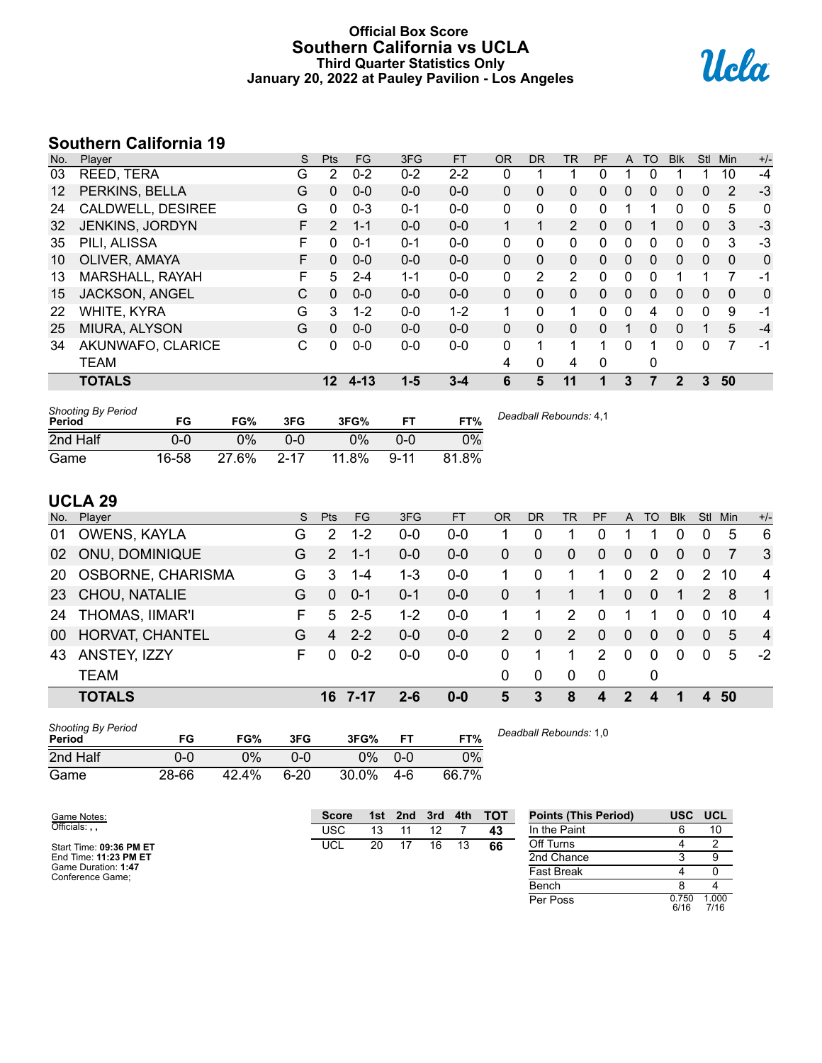# Official Box Score
# Southern California vs UCLA
### Third Quarter Statistics Only
### January 20, 2022 at Pauley Pavilion - Los Angeles

## Southern California 19

| No. | Player | S | Pts | FG | 3FG | FT | OR | DR | TR | PF | A | TO | Blk | Stl | Min | +/- |
|---|---|---|---|---|---|---|---|---|---|---|---|---|---|---|---|---|
| 03 | REED, TERA | G | 2 | 0-2 | 0-2 | 2-2 | 0 | 1 | 1 | 0 | 1 | 0 | 1 | 1 | 10 | -4 |
| 12 | PERKINS, BELLA | G | 0 | 0-0 | 0-0 | 0-0 | 0 | 0 | 0 | 0 | 0 | 0 | 0 | 0 | 2 | -3 |
| 24 | CALDWELL, DESIREE | G | 0 | 0-3 | 0-1 | 0-0 | 0 | 0 | 0 | 0 | 1 | 1 | 0 | 0 | 5 | 0 |
| 32 | JENKINS, JORDYN | F | 2 | 1-1 | 0-0 | 0-0 | 1 | 1 | 2 | 0 | 0 | 1 | 0 | 0 | 3 | -3 |
| 35 | PILI, ALISSA | F | 0 | 0-1 | 0-1 | 0-0 | 0 | 0 | 0 | 0 | 0 | 0 | 0 | 0 | 3 | -3 |
| 10 | OLIVER, AMAYA | F | 0 | 0-0 | 0-0 | 0-0 | 0 | 0 | 0 | 0 | 0 | 0 | 0 | 0 | 0 | 0 |
| 13 | MARSHALL, RAYAH | F | 5 | 2-4 | 1-1 | 0-0 | 0 | 2 | 2 | 0 | 0 | 0 | 1 | 1 | 7 | -1 |
| 15 | JACKSON, ANGEL | C | 0 | 0-0 | 0-0 | 0-0 | 0 | 0 | 0 | 0 | 0 | 0 | 0 | 0 | 0 | 0 |
| 22 | WHITE, KYRA | G | 3 | 1-2 | 0-0 | 1-2 | 1 | 0 | 1 | 0 | 0 | 4 | 0 | 0 | 9 | -1 |
| 25 | MIURA, ALYSON | G | 0 | 0-0 | 0-0 | 0-0 | 0 | 0 | 0 | 0 | 1 | 0 | 0 | 1 | 5 | -4 |
| 34 | AKUNWAFO, CLARICE | C | 0 | 0-0 | 0-0 | 0-0 | 0 | 1 | 1 | 1 | 0 | 1 | 0 | 0 | 7 | -1 |
| | TEAM | | | | | | 4 | 0 | 4 | 0 | | 0 | | | | |
| | **TOTALS** | | **12** | **4-13** | **1-5** | **3-4** | **6** | **5** | **11** | **1** | **3** | **7** | **2** | **3** | **50** | |

| Shooting By Period Period | FG | FG% | 3FG | 3FG% | FT | FT% |
|---|---|---|---|---|---|---|
| 2nd Half | 0-0 | 0% | 0-0 | 0% | 0-0 | 0% |
| Game | 16-58 | 27.6% | 2-17 | 11.8% | 9-11 | 81.8% |

*Deadball Rebounds:* 4,1

## UCLA 29

| No. | Player | S | Pts | FG | 3FG | FT | OR | DR | TR | PF | A | TO | Blk | Stl | Min | +/- |
|---|---|---|---|---|---|---|---|---|---|---|---|---|---|---|---|---|
| 01 | OWENS, KAYLA | G | 2 | 1-2 | 0-0 | 0-0 | 1 | 0 | 1 | 0 | 1 | 1 | 0 | 0 | 5 | 6 |
| 02 | ONU, DOMINIQUE | G | 2 | 1-1 | 0-0 | 0-0 | 0 | 0 | 0 | 0 | 0 | 0 | 0 | 0 | 7 | 3 |
| 20 | OSBORNE, CHARISMA | G | 3 | 1-4 | 1-3 | 0-0 | 1 | 0 | 1 | 1 | 0 | 2 | 0 | 2 | 10 | 4 |
| 23 | CHOU, NATALIE | G | 0 | 0-1 | 0-1 | 0-0 | 0 | 1 | 1 | 1 | 0 | 0 | 1 | 2 | 8 | 1 |
| 24 | THOMAS, IIMAR'I | F | 5 | 2-5 | 1-2 | 0-0 | 1 | 1 | 2 | 0 | 1 | 1 | 0 | 0 | 10 | 4 |
| 00 | HORVAT, CHANTEL | G | 4 | 2-2 | 0-0 | 0-0 | 2 | 0 | 2 | 0 | 0 | 0 | 0 | 0 | 5 | 4 |
| 43 | ANSTEY, IZZY | F | 0 | 0-2 | 0-0 | 0-0 | 0 | 1 | 1 | 2 | 0 | 0 | 0 | 0 | 5 | -2 |
| | TEAM | | | | | | 0 | 0 | 0 | 0 | | 0 | | | | |
| | **TOTALS** | | **16** | **7-17** | **2-6** | **0-0** | **5** | **3** | **8** | **4** | **2** | **4** | **1** | **4** | **50** | |

| Shooting By Period Period | FG | FG% | 3FG | 3FG% | FT | FT% |
|---|---|---|---|---|---|---|
| 2nd Half | 0-0 | 0% | 0-0 | 0% | 0-0 | 0% |
| Game | 28-66 | 42.4% | 6-20 | 30.0% | 4-6 | 66.7% |

*Deadball Rebounds:* 1,0

Game Notes:
Officials: , ,

Start Time: **09:36 PM ET**
End Time: **11:23 PM ET**
Game Duration: **1:47**
Conference Game;

| Score | 1st | 2nd | 3rd | 4th | TOT |
|---|---|---|---|---|---|
| USC | 13 | 11 | 12 | 7 | **43** |
| UCL | 20 | 17 | 16 | 13 | **66** |

| Points (This Period) | USC | UCL |
|---|---|---|
| In the Paint | 6 | 10 |
| Off Turns | 4 | 2 |
| 2nd Chance | 3 | 9 |
| Fast Break | 4 | 0 |
| Bench | 8 | 4 |
| Per Poss | 0.750 6/16 | 1.000 7/16 |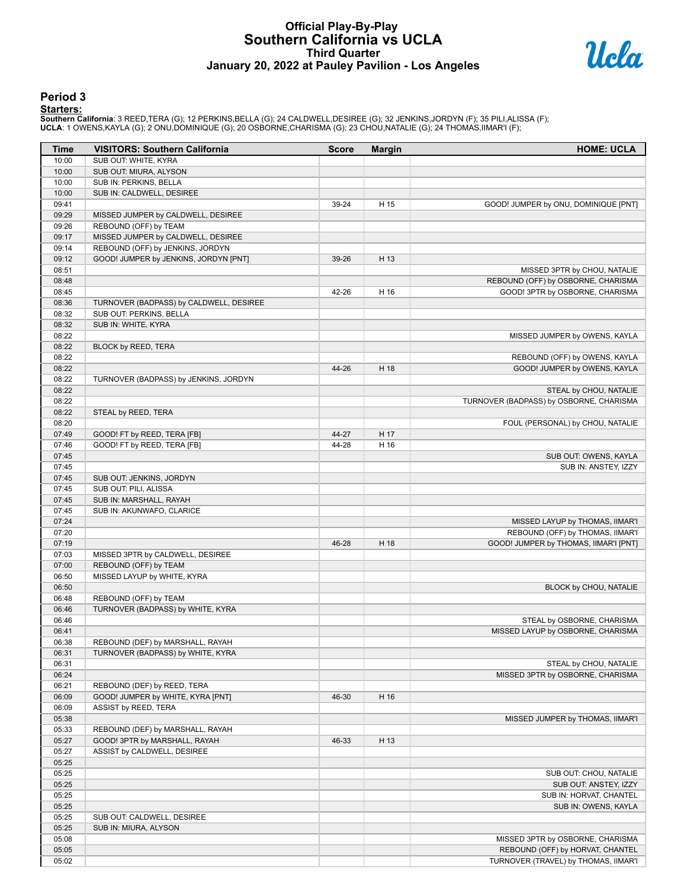# Official Play-By-Play
## Southern California vs UCLA
### Third Quarter
### January 20, 2022 at Pauley Pavilion - Los Angeles

## Period 3

**Starters:**

**Southern California**: 3 REED,TERA (G); 12 PERKINS,BELLA (G); 24 CALDWELL,DESIREE (G); 32 JENKINS,JORDYN (F); 35 PILI,ALISSA (F);
**UCLA**: 1 OWENS,KAYLA (G); 2 ONU,DOMINIQUE (G); 20 OSBORNE,CHARISMA (G); 23 CHOU,NATALIE (G); 24 THOMAS,IIMAR'I (F);

| Time | VISITORS: Southern California | Score | Margin | HOME: UCLA |
|---|---|---|---|---|
| 10:00 | SUB OUT: WHITE, KYRA | | | |
| 10:00 | SUB OUT: MIURA, ALYSON | | | |
| 10:00 | SUB IN: PERKINS, BELLA | | | |
| 10:00 | SUB IN: CALDWELL, DESIREE | | | |
| 09:41 | | 39-24 | H 15 | GOOD! JUMPER by ONU, DOMINIQUE [PNT] |
| 09:29 | MISSED JUMPER by CALDWELL, DESIREE | | | |
| 09:26 | REBOUND (OFF) by TEAM | | | |
| 09:17 | MISSED JUMPER by CALDWELL, DESIREE | | | |
| 09:14 | REBOUND (OFF) by JENKINS, JORDYN | | | |
| 09:12 | GOOD! JUMPER by JENKINS, JORDYN [PNT] | 39-26 | H 13 | |
| 08:51 | | | | MISSED 3PTR by CHOU, NATALIE |
| 08:48 | | | | REBOUND (OFF) by OSBORNE, CHARISMA |
| 08:45 | | 42-26 | H 16 | GOOD! 3PTR by OSBORNE, CHARISMA |
| 08:36 | TURNOVER (BADPASS) by CALDWELL, DESIREE | | | |
| 08:32 | SUB OUT: PERKINS, BELLA | | | |
| 08:32 | SUB IN: WHITE, KYRA | | | |
| 08:22 | | | | MISSED JUMPER by OWENS, KAYLA |
| 08:22 | BLOCK by REED, TERA | | | |
| 08:22 | | | | REBOUND (OFF) by OWENS, KAYLA |
| 08:22 | | 44-26 | H 18 | GOOD! JUMPER by OWENS, KAYLA |
| 08:22 | TURNOVER (BADPASS) by JENKINS, JORDYN | | | |
| 08:22 | | | | STEAL by CHOU, NATALIE |
| 08:22 | | | | TURNOVER (BADPASS) by OSBORNE, CHARISMA |
| 08:22 | STEAL by REED, TERA | | | |
| 08:20 | | | | FOUL (PERSONAL) by CHOU, NATALIE |
| 07:49 | GOOD! FT by REED, TERA [FB] | 44-27 | H 17 | |
| 07:46 | GOOD! FT by REED, TERA [FB] | 44-28 | H 16 | |
| 07:45 | | | | SUB OUT: OWENS, KAYLA |
| 07:45 | | | | SUB IN: ANSTEY, IZZY |
| 07:45 | SUB OUT: JENKINS, JORDYN | | | |
| 07:45 | SUB OUT: PILI, ALISSA | | | |
| 07:45 | SUB IN: MARSHALL, RAYAH | | | |
| 07:45 | SUB IN: AKUNWAFO, CLARICE | | | |
| 07:24 | | | | MISSED LAYUP by THOMAS, IIMAR'I |
| 07:20 | | | | REBOUND (OFF) by THOMAS, IIMAR'I |
| 07:19 | | 46-28 | H 18 | GOOD! JUMPER by THOMAS, IIMAR'I [PNT] |
| 07:03 | MISSED 3PTR by CALDWELL, DESIREE | | | |
| 07:00 | REBOUND (OFF) by TEAM | | | |
| 06:50 | MISSED LAYUP by WHITE, KYRA | | | |
| 06:50 | | | | BLOCK by CHOU, NATALIE |
| 06:48 | REBOUND (OFF) by TEAM | | | |
| 06:46 | TURNOVER (BADPASS) by WHITE, KYRA | | | |
| 06:46 | | | | STEAL by OSBORNE, CHARISMA |
| 06:41 | | | | MISSED LAYUP by OSBORNE, CHARISMA |
| 06:38 | REBOUND (DEF) by MARSHALL, RAYAH | | | |
| 06:31 | TURNOVER (BADPASS) by WHITE, KYRA | | | |
| 06:31 | | | | STEAL by CHOU, NATALIE |
| 06:24 | | | | MISSED 3PTR by OSBORNE, CHARISMA |
| 06:21 | REBOUND (DEF) by REED, TERA | | | |
| 06:09 | GOOD! JUMPER by WHITE, KYRA [PNT] | 46-30 | H 16 | |
| 06:09 | ASSIST by REED, TERA | | | |
| 05:38 | | | | MISSED JUMPER by THOMAS, IIMAR'I |
| 05:33 | REBOUND (DEF) by MARSHALL, RAYAH | | | |
| 05:27 | GOOD! 3PTR by MARSHALL, RAYAH | 46-33 | H 13 | |
| 05:27 | ASSIST by CALDWELL, DESIREE | | | |
| 05:25 | | | | |
| 05:25 | | | | SUB OUT: CHOU, NATALIE |
| 05:25 | | | | SUB OUT: ANSTEY, IZZY |
| 05:25 | | | | SUB IN: HORVAT, CHANTEL |
| 05:25 | | | | SUB IN: OWENS, KAYLA |
| 05:25 | SUB OUT: CALDWELL, DESIREE | | | |
| 05:25 | SUB IN: MIURA, ALYSON | | | |
| 05:08 | | | | MISSED 3PTR by OSBORNE, CHARISMA |
| 05:05 | | | | REBOUND (OFF) by HORVAT, CHANTEL |
| 05:02 | | | | TURNOVER (TRAVEL) by THOMAS, IIMAR'I |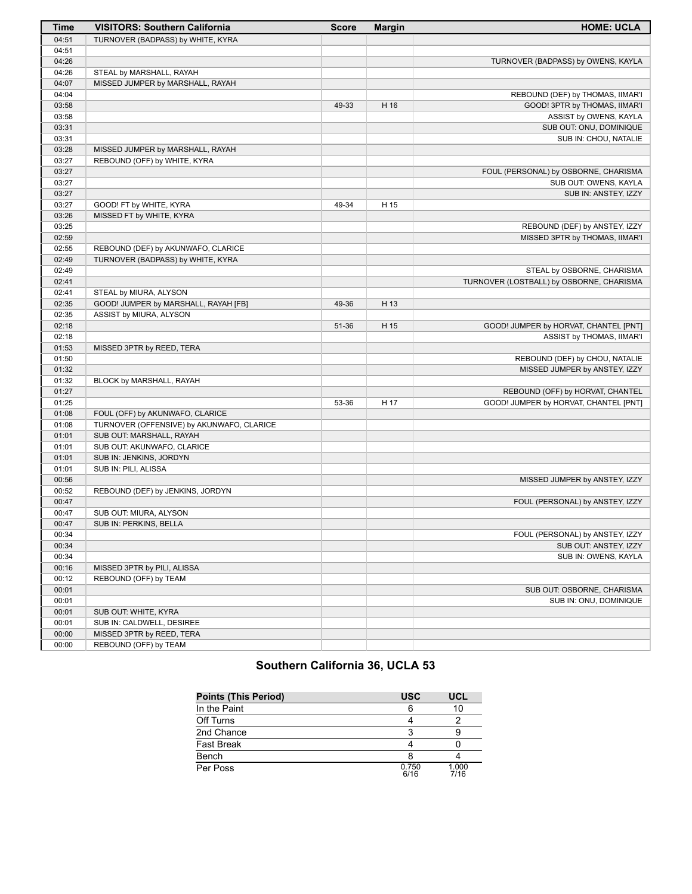| Time | VISITORS: Southern California | Score | Margin | HOME: UCLA |
| --- | --- | --- | --- | --- |
| 04:51 | TURNOVER (BADPASS) by WHITE, KYRA | | | |
| 04:51 | | | | |
| 04:26 | | | | TURNOVER (BADPASS) by OWENS, KAYLA |
| 04:26 | STEAL by MARSHALL, RAYAH | | | |
| 04:07 | MISSED JUMPER by MARSHALL, RAYAH | | | |
| 04:04 | | | | REBOUND (DEF) by THOMAS, IIMAR'I |
| 03:58 | | 49-33 | H 16 | GOOD! 3PTR by THOMAS, IIMAR'I |
| 03:58 | | | | ASSIST by OWENS, KAYLA |
| 03:31 | | | | SUB OUT: ONU, DOMINIQUE |
| 03:31 | | | | SUB IN: CHOU, NATALIE |
| 03:28 | MISSED JUMPER by MARSHALL, RAYAH | | | |
| 03:27 | REBOUND (OFF) by WHITE, KYRA | | | |
| 03:27 | | | | FOUL (PERSONAL) by OSBORNE, CHARISMA |
| 03:27 | | | | SUB OUT: OWENS, KAYLA |
| 03:27 | | | | SUB IN: ANSTEY, IZZY |
| 03:27 | GOOD! FT by WHITE, KYRA | 49-34 | H 15 | |
| 03:26 | MISSED FT by WHITE, KYRA | | | |
| 03:25 | | | | REBOUND (DEF) by ANSTEY, IZZY |
| 02:59 | | | | MISSED 3PTR by THOMAS, IIMAR'I |
| 02:55 | REBOUND (DEF) by AKUNWAFO, CLARICE | | | |
| 02:49 | TURNOVER (BADPASS) by WHITE, KYRA | | | |
| 02:49 | | | | STEAL by OSBORNE, CHARISMA |
| 02:41 | | | | TURNOVER (LOSTBALL) by OSBORNE, CHARISMA |
| 02:41 | STEAL by MIURA, ALYSON | | | |
| 02:35 | GOOD! JUMPER by MARSHALL, RAYAH [FB] | 49-36 | H 13 | |
| 02:35 | ASSIST by MIURA, ALYSON | | | |
| 02:18 | | 51-36 | H 15 | GOOD! JUMPER by HORVAT, CHANTEL [PNT] |
| 02:18 | | | | ASSIST by THOMAS, IIMAR'I |
| 01:53 | MISSED 3PTR by REED, TERA | | | |
| 01:50 | | | | REBOUND (DEF) by CHOU, NATALIE |
| 01:32 | | | | MISSED JUMPER by ANSTEY, IZZY |
| 01:32 | BLOCK by MARSHALL, RAYAH | | | |
| 01:27 | | | | REBOUND (OFF) by HORVAT, CHANTEL |
| 01:25 | | 53-36 | H 17 | GOOD! JUMPER by HORVAT, CHANTEL [PNT] |
| 01:08 | FOUL (OFF) by AKUNWAFO, CLARICE | | | |
| 01:08 | TURNOVER (OFFENSIVE) by AKUNWAFO, CLARICE | | | |
| 01:01 | SUB OUT: MARSHALL, RAYAH | | | |
| 01:01 | SUB OUT: AKUNWAFO, CLARICE | | | |
| 01:01 | SUB IN: JENKINS, JORDYN | | | |
| 01:01 | SUB IN: PILI, ALISSA | | | |
| 00:56 | | | | MISSED JUMPER by ANSTEY, IZZY |
| 00:52 | REBOUND (DEF) by JENKINS, JORDYN | | | |
| 00:47 | | | | FOUL (PERSONAL) by ANSTEY, IZZY |
| 00:47 | SUB OUT: MIURA, ALYSON | | | |
| 00:47 | SUB IN: PERKINS, BELLA | | | |
| 00:34 | | | | FOUL (PERSONAL) by ANSTEY, IZZY |
| 00:34 | | | | SUB OUT: ANSTEY, IZZY |
| 00:34 | | | | SUB IN: OWENS, KAYLA |
| 00:16 | MISSED 3PTR by PILI, ALISSA | | | |
| 00:12 | REBOUND (OFF) by TEAM | | | |
| 00:01 | | | | SUB OUT: OSBORNE, CHARISMA |
| 00:01 | | | | SUB IN: ONU, DOMINIQUE |
| 00:01 | SUB OUT: WHITE, KYRA | | | |
| 00:01 | SUB IN: CALDWELL, DESIREE | | | |
| 00:00 | MISSED 3PTR by REED, TERA | | | |
| 00:00 | REBOUND (OFF) by TEAM | | | |

## Southern California 36, UCLA 53

| Points (This Period) | USC | UCL |
| --- | --- | --- |
| In the Paint | 6 | 10 |
| Off Turns | 4 | 2 |
| 2nd Chance | 3 | 9 |
| Fast Break | 4 | 0 |
| Bench | 8 | 4 |
| Per Poss | 0.750 6/16 | 1.000 7/16 |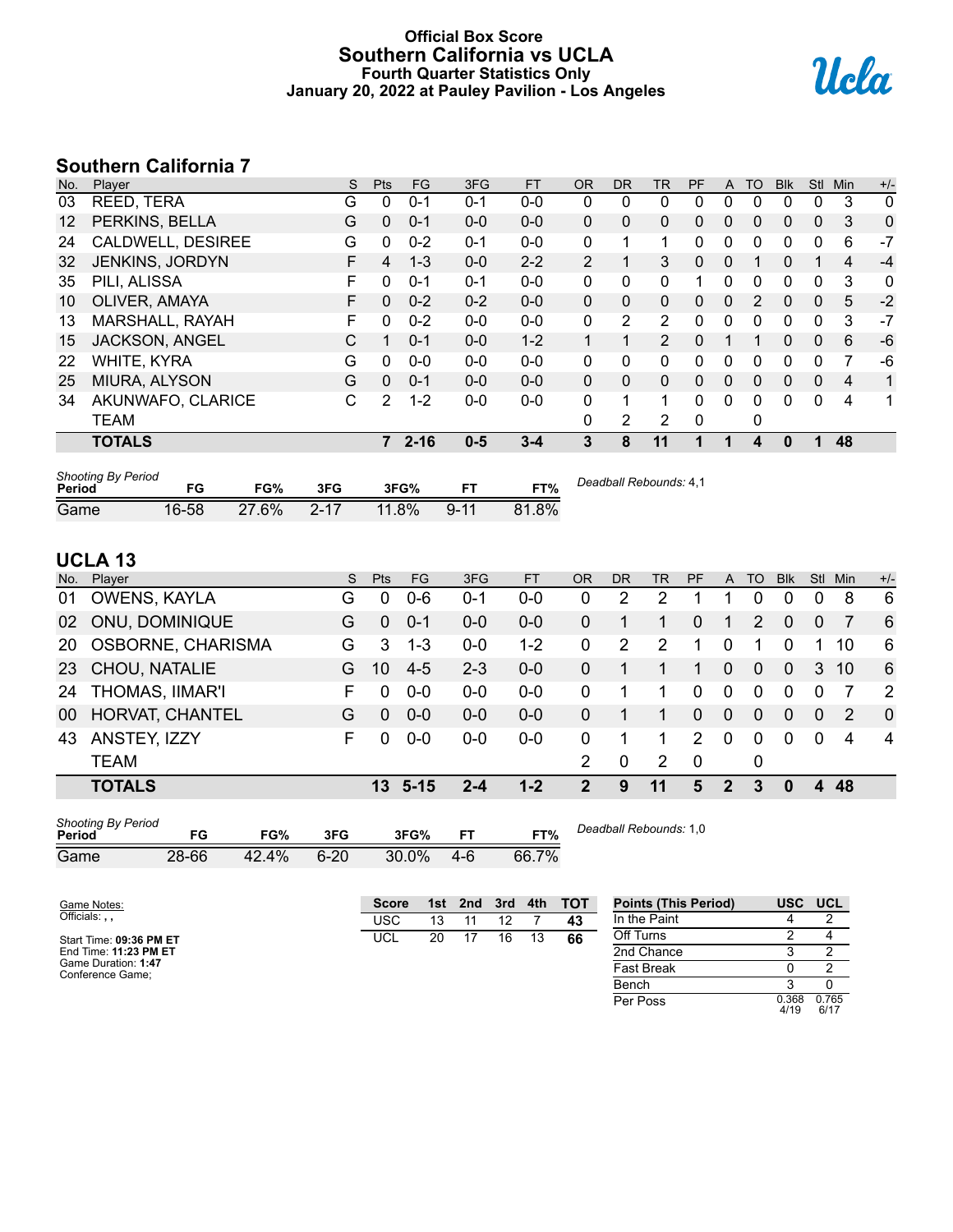# Official Box Score
## Southern California vs UCLA
### Fourth Quarter Statistics Only
### January 20, 2022 at Pauley Pavilion - Los Angeles

## Southern California 7

| No. | Player | S | Pts | FG | 3FG | FT | OR | DR | TR | PF | A | TO | Blk | Stl | Min | +/- |
|---|---|---|---|---|---|---|---|---|---|---|---|---|---|---|---|---|
| 03 | REED, TERA | G | 0 | 0-1 | 0-1 | 0-0 | 0 | 0 | 0 | 0 | 0 | 0 | 0 | 0 | 3 | 0 |
| 12 | PERKINS, BELLA | G | 0 | 0-1 | 0-0 | 0-0 | 0 | 0 | 0 | 0 | 0 | 0 | 0 | 0 | 3 | 0 |
| 24 | CALDWELL, DESIREE | G | 0 | 0-2 | 0-1 | 0-0 | 0 | 1 | 1 | 0 | 0 | 0 | 0 | 0 | 6 | -7 |
| 32 | JENKINS, JORDYN | F | 4 | 1-3 | 0-0 | 2-2 | 2 | 1 | 3 | 0 | 0 | 1 | 0 | 1 | 4 | -4 |
| 35 | PILI, ALISSA | F | 0 | 0-1 | 0-1 | 0-0 | 0 | 0 | 0 | 1 | 0 | 0 | 0 | 0 | 3 | 0 |
| 10 | OLIVER, AMAYA | F | 0 | 0-2 | 0-2 | 0-0 | 0 | 0 | 0 | 0 | 0 | 2 | 0 | 0 | 5 | -2 |
| 13 | MARSHALL, RAYAH | F | 0 | 0-2 | 0-0 | 0-0 | 0 | 2 | 2 | 0 | 0 | 0 | 0 | 0 | 3 | -7 |
| 15 | JACKSON, ANGEL | C | 1 | 0-1 | 0-0 | 1-2 | 1 | 1 | 2 | 0 | 1 | 1 | 0 | 0 | 6 | -6 |
| 22 | WHITE, KYRA | G | 0 | 0-0 | 0-0 | 0-0 | 0 | 0 | 0 | 0 | 0 | 0 | 0 | 0 | 7 | -6 |
| 25 | MIURA, ALYSON | G | 0 | 0-1 | 0-0 | 0-0 | 0 | 0 | 0 | 0 | 0 | 0 | 0 | 0 | 4 | 1 |
| 34 | AKUNWAFO, CLARICE | C | 2 | 1-2 | 0-0 | 0-0 | 0 | 1 | 1 | 0 | 0 | 0 | 0 | 0 | 4 | 1 |
| | TEAM | | | | | | 0 | 2 | 2 | 0 | | 0 | | | | |
| | **TOTALS** | | **7** | **2-16** | **0-5** | **3-4** | **3** | **8** | **11** | **1** | **1** | **4** | **0** | **1** | **48** | |

*Shooting By Period*

| Period | FG | FG% | 3FG | 3FG% | FT | FT% |
|---|---|---|---|---|---|---|
| Game | 16-58 | 27.6% | 2-17 | 11.8% | 9-11 | 81.8% |

*Deadball Rebounds:* 4,1

## UCLA 13

| No. | Player | S | Pts | FG | 3FG | FT | OR | DR | TR | PF | A | TO | Blk | Stl | Min | +/- |
|---|---|---|---|---|---|---|---|---|---|---|---|---|---|---|---|---|
| 01 | OWENS, KAYLA | G | 0 | 0-6 | 0-1 | 0-0 | 0 | 2 | 2 | 1 | 1 | 0 | 0 | 0 | 8 | 6 |
| 02 | ONU, DOMINIQUE | G | 0 | 0-1 | 0-0 | 0-0 | 0 | 1 | 1 | 0 | 1 | 2 | 0 | 0 | 7 | 6 |
| 20 | OSBORNE, CHARISMA | G | 3 | 1-3 | 0-0 | 1-2 | 0 | 2 | 2 | 1 | 0 | 1 | 0 | 1 | 10 | 6 |
| 23 | CHOU, NATALIE | G | 10 | 4-5 | 2-3 | 0-0 | 0 | 1 | 1 | 1 | 0 | 0 | 0 | 3 | 10 | 6 |
| 24 | THOMAS, IIMAR'I | F | 0 | 0-0 | 0-0 | 0-0 | 0 | 1 | 1 | 0 | 0 | 0 | 0 | 0 | 7 | 2 |
| 00 | HORVAT, CHANTEL | G | 0 | 0-0 | 0-0 | 0-0 | 0 | 1 | 1 | 0 | 0 | 0 | 0 | 0 | 2 | 0 |
| 43 | ANSTEY, IZZY | F | 0 | 0-0 | 0-0 | 0-0 | 0 | 1 | 1 | 2 | 0 | 0 | 0 | 0 | 4 | 4 |
| | TEAM | | | | | | 2 | 0 | 2 | 0 | | 0 | | | | |
| | **TOTALS** | | **13** | **5-15** | **2-4** | **1-2** | **2** | **9** | **11** | **5** | **2** | **3** | **0** | **4** | **48** | |

*Shooting By Period*

| Period | FG | FG% | 3FG | 3FG% | FT | FT% |
|---|---|---|---|---|---|---|
| Game | 28-66 | 42.4% | 6-20 | 30.0% | 4-6 | 66.7% |

*Deadball Rebounds:* 1,0

Game Notes:
Officials: , ,

Start Time: **09:36 PM ET**
End Time: **11:23 PM ET**
Game Duration: **1:47**
Conference Game;

| Score | 1st | 2nd | 3rd | 4th | TOT |
|---|---|---|---|---|---|
| USC | 13 | 11 | 12 | 7 | 43 |
| UCL | 20 | 17 | 16 | 13 | 66 |

| Points (This Period) | USC | UCL |
|---|---|---|
| In the Paint | 4 | 2 |
| Off Turns | 2 | 4 |
| 2nd Chance | 3 | 2 |
| Fast Break | 0 | 2 |
| Bench | 3 | 0 |
| Per Poss | 0.368 4/19 | 0.765 6/17 |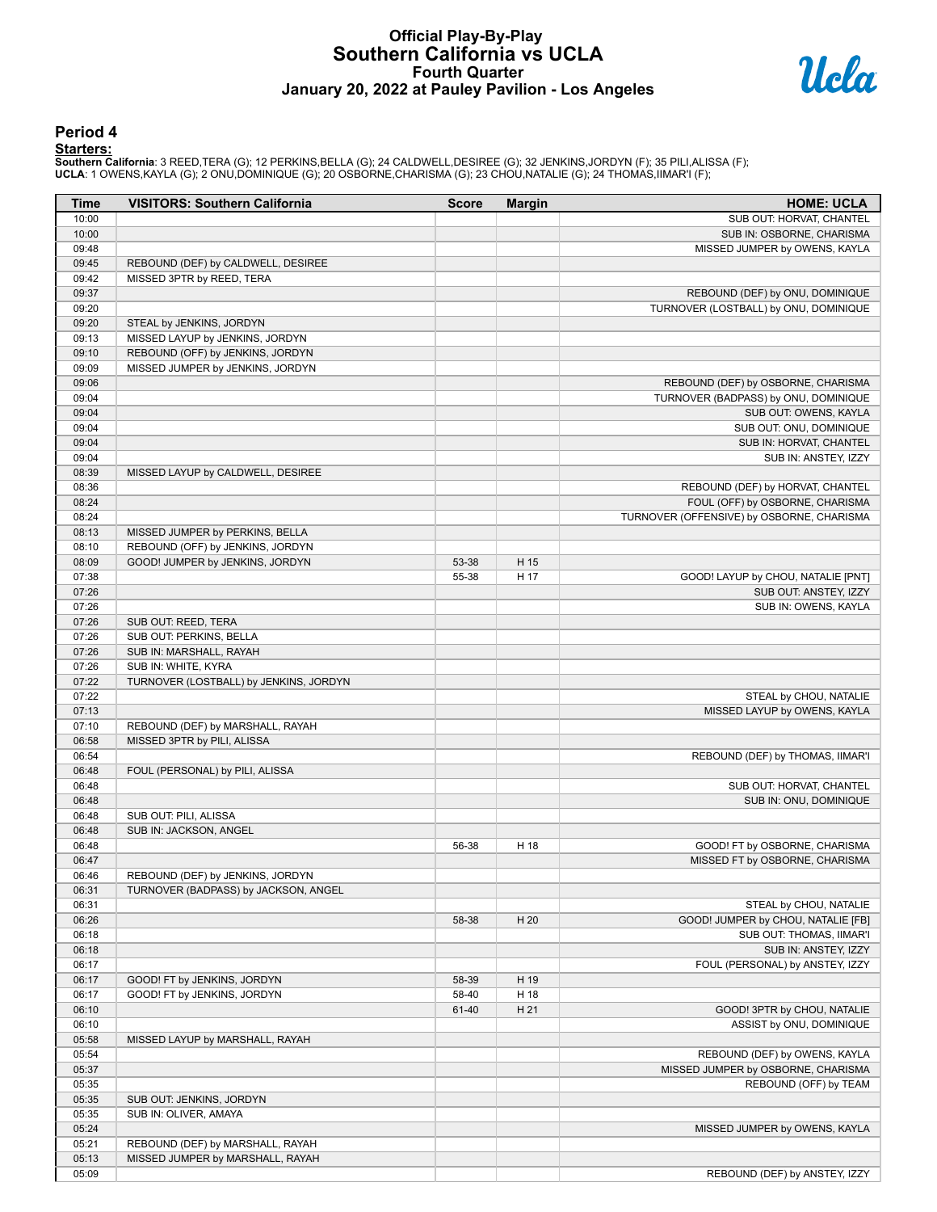# Official Play-By-Play
## Southern California vs UCLA
### Fourth Quarter
### January 20, 2022 at Pauley Pavilion - Los Angeles

## Period 4

**Starters:**

**Southern California**: 3 REED,TERA (G); 12 PERKINS,BELLA (G); 24 CALDWELL,DESIREE (G); 32 JENKINS,JORDYN (F); 35 PILI,ALISSA (F);
**UCLA**: 1 OWENS,KAYLA (G); 2 ONU,DOMINIQUE (G); 20 OSBORNE,CHARISMA (G); 23 CHOU,NATALIE (G); 24 THOMAS,IIMAR'I (F);

| Time | VISITORS: Southern California | Score | Margin | HOME: UCLA |
|---|---|---|---|---|
| 10:00 | | | | SUB OUT: HORVAT, CHANTEL |
| 10:00 | | | | SUB IN: OSBORNE, CHARISMA |
| 09:48 | | | | MISSED JUMPER by OWENS, KAYLA |
| 09:45 | REBOUND (DEF) by CALDWELL, DESIREE | | | |
| 09:42 | MISSED 3PTR by REED, TERA | | | |
| 09:37 | | | | REBOUND (DEF) by ONU, DOMINIQUE |
| 09:20 | | | | TURNOVER (LOSTBALL) by ONU, DOMINIQUE |
| 09:20 | STEAL by JENKINS, JORDYN | | | |
| 09:13 | MISSED LAYUP by JENKINS, JORDYN | | | |
| 09:10 | REBOUND (OFF) by JENKINS, JORDYN | | | |
| 09:09 | MISSED JUMPER by JENKINS, JORDYN | | | |
| 09:06 | | | | REBOUND (DEF) by OSBORNE, CHARISMA |
| 09:04 | | | | TURNOVER (BADPASS) by ONU, DOMINIQUE |
| 09:04 | | | | SUB OUT: OWENS, KAYLA |
| 09:04 | | | | SUB OUT: ONU, DOMINIQUE |
| 09:04 | | | | SUB IN: HORVAT, CHANTEL |
| 09:04 | | | | SUB IN: ANSTEY, IZZY |
| 08:39 | MISSED LAYUP by CALDWELL, DESIREE | | | |
| 08:36 | | | | REBOUND (DEF) by HORVAT, CHANTEL |
| 08:24 | | | | FOUL (OFF) by OSBORNE, CHARISMA |
| 08:24 | | | | TURNOVER (OFFENSIVE) by OSBORNE, CHARISMA |
| 08:13 | MISSED JUMPER by PERKINS, BELLA | | | |
| 08:10 | REBOUND (OFF) by JENKINS, JORDYN | | | |
| 08:09 | GOOD! JUMPER by JENKINS, JORDYN | 53-38 | H 15 | |
| 07:38 | | 55-38 | H 17 | GOOD! LAYUP by CHOU, NATALIE [PNT] |
| 07:26 | | | | SUB OUT: ANSTEY, IZZY |
| 07:26 | | | | SUB IN: OWENS, KAYLA |
| 07:26 | SUB OUT: REED, TERA | | | |
| 07:26 | SUB OUT: PERKINS, BELLA | | | |
| 07:26 | SUB IN: MARSHALL, RAYAH | | | |
| 07:26 | SUB IN: WHITE, KYRA | | | |
| 07:22 | TURNOVER (LOSTBALL) by JENKINS, JORDYN | | | |
| 07:22 | | | | STEAL by CHOU, NATALIE |
| 07:13 | | | | MISSED LAYUP by OWENS, KAYLA |
| 07:10 | REBOUND (DEF) by MARSHALL, RAYAH | | | |
| 06:58 | MISSED 3PTR by PILI, ALISSA | | | |
| 06:54 | | | | REBOUND (DEF) by THOMAS, IIMAR'I |
| 06:48 | FOUL (PERSONAL) by PILI, ALISSA | | | |
| 06:48 | | | | SUB OUT: HORVAT, CHANTEL |
| 06:48 | | | | SUB IN: ONU, DOMINIQUE |
| 06:48 | SUB OUT: PILI, ALISSA | | | |
| 06:48 | SUB IN: JACKSON, ANGEL | | | |
| 06:48 | | 56-38 | H 18 | GOOD! FT by OSBORNE, CHARISMA |
| 06:47 | | | | MISSED FT by OSBORNE, CHARISMA |
| 06:46 | REBOUND (DEF) by JENKINS, JORDYN | | | |
| 06:31 | TURNOVER (BADPASS) by JACKSON, ANGEL | | | |
| 06:31 | | | | STEAL by CHOU, NATALIE |
| 06:26 | | 58-38 | H 20 | GOOD! JUMPER by CHOU, NATALIE [FB] |
| 06:18 | | | | SUB OUT: THOMAS, IIMAR'I |
| 06:18 | | | | SUB IN: ANSTEY, IZZY |
| 06:17 | | | | FOUL (PERSONAL) by ANSTEY, IZZY |
| 06:17 | GOOD! FT by JENKINS, JORDYN | 58-39 | H 19 | |
| 06:17 | GOOD! FT by JENKINS, JORDYN | 58-40 | H 18 | |
| 06:10 | | 61-40 | H 21 | GOOD! 3PTR by CHOU, NATALIE |
| 06:10 | | | | ASSIST by ONU, DOMINIQUE |
| 05:58 | MISSED LAYUP by MARSHALL, RAYAH | | | |
| 05:54 | | | | REBOUND (DEF) by OWENS, KAYLA |
| 05:37 | | | | MISSED JUMPER by OSBORNE, CHARISMA |
| 05:35 | | | | REBOUND (OFF) by TEAM |
| 05:35 | SUB OUT: JENKINS, JORDYN | | | |
| 05:35 | SUB IN: OLIVER, AMAYA | | | |
| 05:24 | | | | MISSED JUMPER by OWENS, KAYLA |
| 05:21 | REBOUND (DEF) by MARSHALL, RAYAH | | | |
| 05:13 | MISSED JUMPER by MARSHALL, RAYAH | | | |
| 05:09 | | | | REBOUND (DEF) by ANSTEY, IZZY |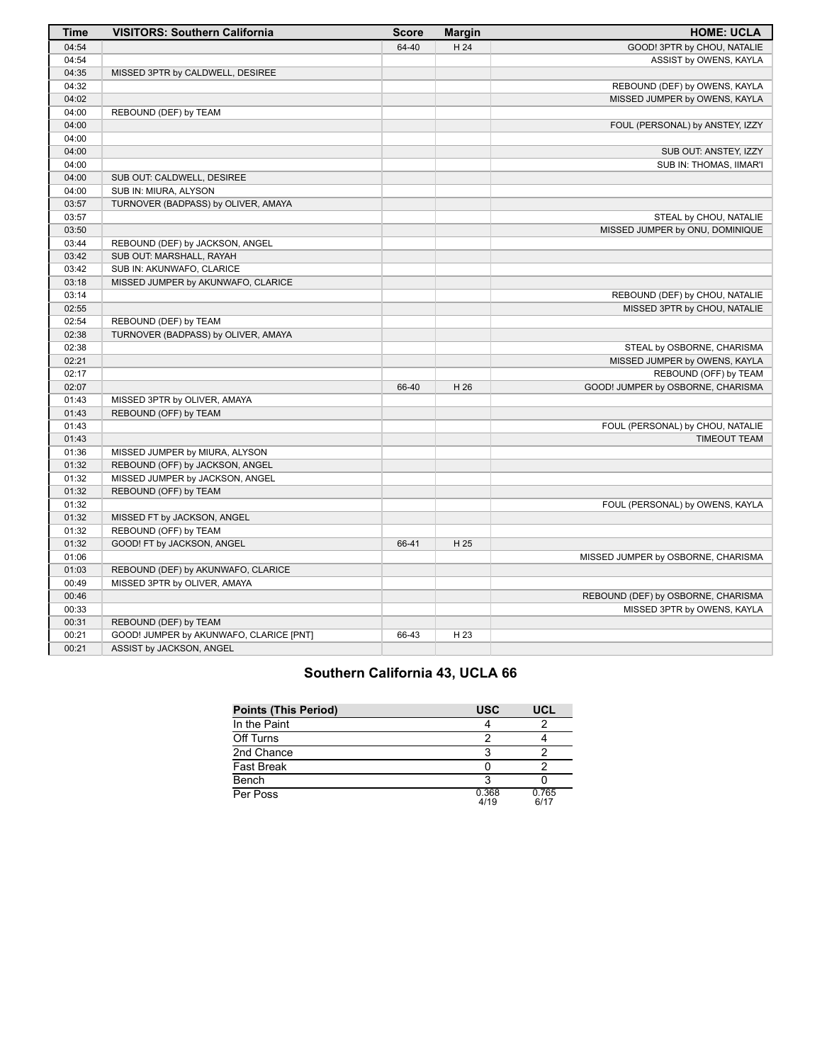| Time | VISITORS: Southern California | Score | Margin | HOME: UCLA |
| --- | --- | --- | --- | --- |
| 04:54 | | 64-40 | H 24 | GOOD! 3PTR by CHOU, NATALIE |
| 04:54 | | | | ASSIST by OWENS, KAYLA |
| 04:35 | MISSED 3PTR by CALDWELL, DESIREE | | | |
| 04:32 | | | | REBOUND (DEF) by OWENS, KAYLA |
| 04:02 | | | | MISSED JUMPER by OWENS, KAYLA |
| 04:00 | REBOUND (DEF) by TEAM | | | |
| 04:00 | | | | FOUL (PERSONAL) by ANSTEY, IZZY |
| 04:00 | | | | |
| 04:00 | | | | SUB OUT: ANSTEY, IZZY |
| 04:00 | | | | SUB IN: THOMAS, IIMAR'I |
| 04:00 | SUB OUT: CALDWELL, DESIREE | | | |
| 04:00 | SUB IN: MIURA, ALYSON | | | |
| 03:57 | TURNOVER (BADPASS) by OLIVER, AMAYA | | | |
| 03:57 | | | | STEAL by CHOU, NATALIE |
| 03:50 | | | | MISSED JUMPER by ONU, DOMINIQUE |
| 03:44 | REBOUND (DEF) by JACKSON, ANGEL | | | |
| 03:42 | SUB OUT: MARSHALL, RAYAH | | | |
| 03:42 | SUB IN: AKUNWAFO, CLARICE | | | |
| 03:18 | MISSED JUMPER by AKUNWAFO, CLARICE | | | |
| 03:14 | | | | REBOUND (DEF) by CHOU, NATALIE |
| 02:55 | | | | MISSED 3PTR by CHOU, NATALIE |
| 02:54 | REBOUND (DEF) by TEAM | | | |
| 02:38 | TURNOVER (BADPASS) by OLIVER, AMAYA | | | |
| 02:38 | | | | STEAL by OSBORNE, CHARISMA |
| 02:21 | | | | MISSED JUMPER by OWENS, KAYLA |
| 02:17 | | | | REBOUND (OFF) by TEAM |
| 02:07 | | 66-40 | H 26 | GOOD! JUMPER by OSBORNE, CHARISMA |
| 01:43 | MISSED 3PTR by OLIVER, AMAYA | | | |
| 01:43 | REBOUND (OFF) by TEAM | | | |
| 01:43 | | | | FOUL (PERSONAL) by CHOU, NATALIE |
| 01:43 | | | | TIMEOUT TEAM |
| 01:36 | MISSED JUMPER by MIURA, ALYSON | | | |
| 01:32 | REBOUND (OFF) by JACKSON, ANGEL | | | |
| 01:32 | MISSED JUMPER by JACKSON, ANGEL | | | |
| 01:32 | REBOUND (OFF) by TEAM | | | |
| 01:32 | | | | FOUL (PERSONAL) by OWENS, KAYLA |
| 01:32 | MISSED FT by JACKSON, ANGEL | | | |
| 01:32 | REBOUND (OFF) by TEAM | | | |
| 01:32 | GOOD! FT by JACKSON, ANGEL | 66-41 | H 25 | |
| 01:06 | | | | MISSED JUMPER by OSBORNE, CHARISMA |
| 01:03 | REBOUND (DEF) by AKUNWAFO, CLARICE | | | |
| 00:49 | MISSED 3PTR by OLIVER, AMAYA | | | |
| 00:46 | | | | REBOUND (DEF) by OSBORNE, CHARISMA |
| 00:33 | | | | MISSED 3PTR by OWENS, KAYLA |
| 00:31 | REBOUND (DEF) by TEAM | | | |
| 00:21 | GOOD! JUMPER by AKUNWAFO, CLARICE [PNT] | 66-43 | H 23 | |
| 00:21 | ASSIST by JACKSON, ANGEL | | | |

## Southern California 43, UCLA 66

| Points (This Period) | USC | UCL |
| --- | --- | --- |
| In the Paint | 4 | 2 |
| Off Turns | 2 | 4 |
| 2nd Chance | 3 | 2 |
| Fast Break | 0 | 2 |
| Bench | 3 | 0 |
| Per Poss | 0.368 4/19 | 0.765 6/17 |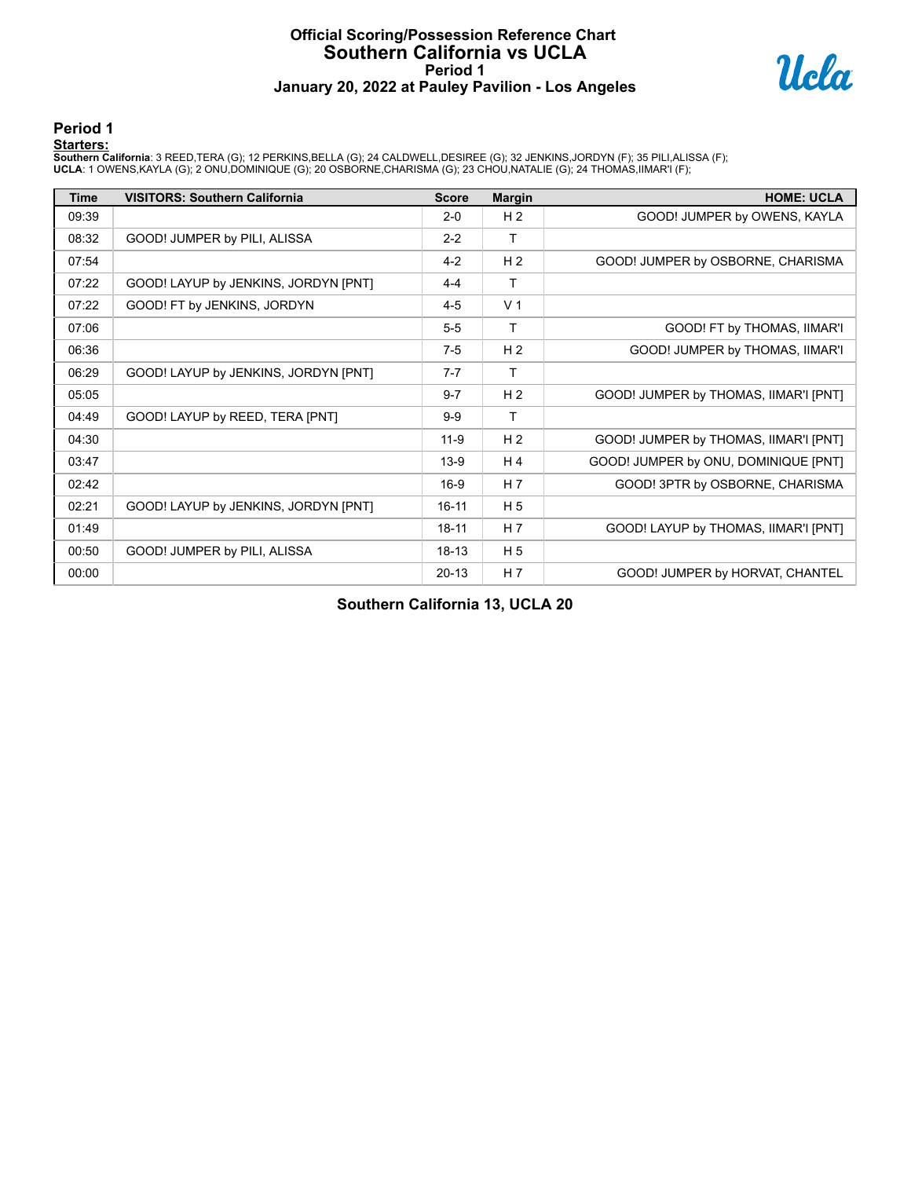# Official Scoring/Possession Reference Chart
## Southern California vs UCLA
### Period 1
### January 20, 2022 at Pauley Pavilion - Los Angeles

## Period 1

**Starters:**

**Southern California**: 3 REED,TERA (G); 12 PERKINS,BELLA (G); 24 CALDWELL,DESIREE (G); 32 JENKINS,JORDYN (F); 35 PILI,ALISSA (F);
**UCLA**: 1 OWENS,KAYLA (G); 2 ONU,DOMINIQUE (G); 20 OSBORNE,CHARISMA (G); 23 CHOU,NATALIE (G); 24 THOMAS,IIMAR'I (F);

| Time | VISITORS: Southern California | Score | Margin | HOME: UCLA |
|---|---|---|---|---|
| 09:39 | | 2-0 | H 2 | GOOD! JUMPER by OWENS, KAYLA |
| 08:32 | GOOD! JUMPER by PILI, ALISSA | 2-2 | T | |
| 07:54 | | 4-2 | H 2 | GOOD! JUMPER by OSBORNE, CHARISMA |
| 07:22 | GOOD! LAYUP by JENKINS, JORDYN [PNT] | 4-4 | T | |
| 07:22 | GOOD! FT by JENKINS, JORDYN | 4-5 | V 1 | |
| 07:06 | | 5-5 | T | GOOD! FT by THOMAS, IIMAR'I |
| 06:36 | | 7-5 | H 2 | GOOD! JUMPER by THOMAS, IIMAR'I |
| 06:29 | GOOD! LAYUP by JENKINS, JORDYN [PNT] | 7-7 | T | |
| 05:05 | | 9-7 | H 2 | GOOD! JUMPER by THOMAS, IIMAR'I [PNT] |
| 04:49 | GOOD! LAYUP by REED, TERA [PNT] | 9-9 | T | |
| 04:30 | | 11-9 | H 2 | GOOD! JUMPER by THOMAS, IIMAR'I [PNT] |
| 03:47 | | 13-9 | H 4 | GOOD! JUMPER by ONU, DOMINIQUE [PNT] |
| 02:42 | | 16-9 | H 7 | GOOD! 3PTR by OSBORNE, CHARISMA |
| 02:21 | GOOD! LAYUP by JENKINS, JORDYN [PNT] | 16-11 | H 5 | |
| 01:49 | | 18-11 | H 7 | GOOD! LAYUP by THOMAS, IIMAR'I [PNT] |
| 00:50 | GOOD! JUMPER by PILI, ALISSA | 18-13 | H 5 | |
| 00:00 | | 20-13 | H 7 | GOOD! JUMPER by HORVAT, CHANTEL |

**Southern California 13, UCLA 20**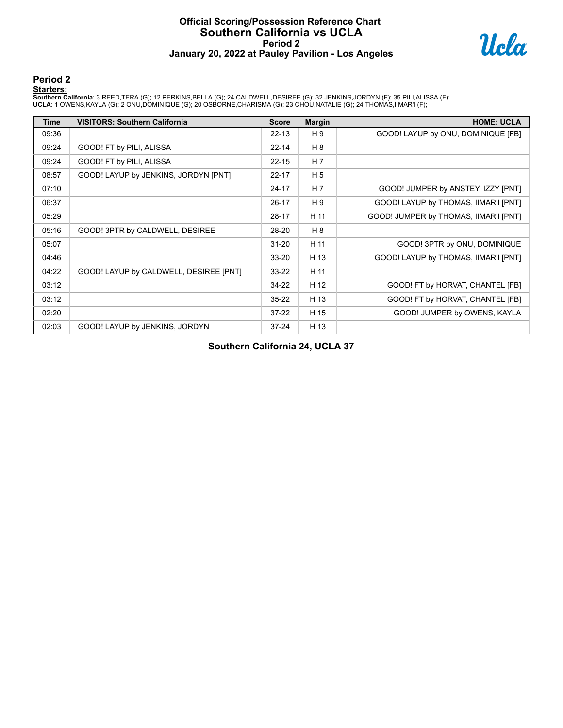# Official Scoring/Possession Reference Chart
# Southern California vs UCLA
## Period 2
## January 20, 2022 at Pauley Pavilion - Los Angeles

### Period 2

**Starters:**

**Southern California**: 3 REED,TERA (G); 12 PERKINS,BELLA (G); 24 CALDWELL,DESIREE (G); 32 JENKINS,JORDYN (F); 35 PILI,ALISSA (F);
**UCLA**: 1 OWENS,KAYLA (G); 2 ONU,DOMINIQUE (G); 20 OSBORNE,CHARISMA (G); 23 CHOU,NATALIE (G); 24 THOMAS,IIMAR'I (F);

| Time | VISITORS: Southern California | Score | Margin | HOME: UCLA |
|---|---|---|---|---|
| 09:36 | | 22-13 | H 9 | GOOD! LAYUP by ONU, DOMINIQUE [FB] |
| 09:24 | GOOD! FT by PILI, ALISSA | 22-14 | H 8 | |
| 09:24 | GOOD! FT by PILI, ALISSA | 22-15 | H 7 | |
| 08:57 | GOOD! LAYUP by JENKINS, JORDYN [PNT] | 22-17 | H 5 | |
| 07:10 | | 24-17 | H 7 | GOOD! JUMPER by ANSTEY, IZZY [PNT] |
| 06:37 | | 26-17 | H 9 | GOOD! LAYUP by THOMAS, IIMAR'I [PNT] |
| 05:29 | | 28-17 | H 11 | GOOD! JUMPER by THOMAS, IIMAR'I [PNT] |
| 05:16 | GOOD! 3PTR by CALDWELL, DESIREE | 28-20 | H 8 | |
| 05:07 | | 31-20 | H 11 | GOOD! 3PTR by ONU, DOMINIQUE |
| 04:46 | | 33-20 | H 13 | GOOD! LAYUP by THOMAS, IIMAR'I [PNT] |
| 04:22 | GOOD! LAYUP by CALDWELL, DESIREE [PNT] | 33-22 | H 11 | |
| 03:12 | | 34-22 | H 12 | GOOD! FT by HORVAT, CHANTEL [FB] |
| 03:12 | | 35-22 | H 13 | GOOD! FT by HORVAT, CHANTEL [FB] |
| 02:20 | | 37-22 | H 15 | GOOD! JUMPER by OWENS, KAYLA |
| 02:03 | GOOD! LAYUP by JENKINS, JORDYN | 37-24 | H 13 | |

**Southern California 24, UCLA 37**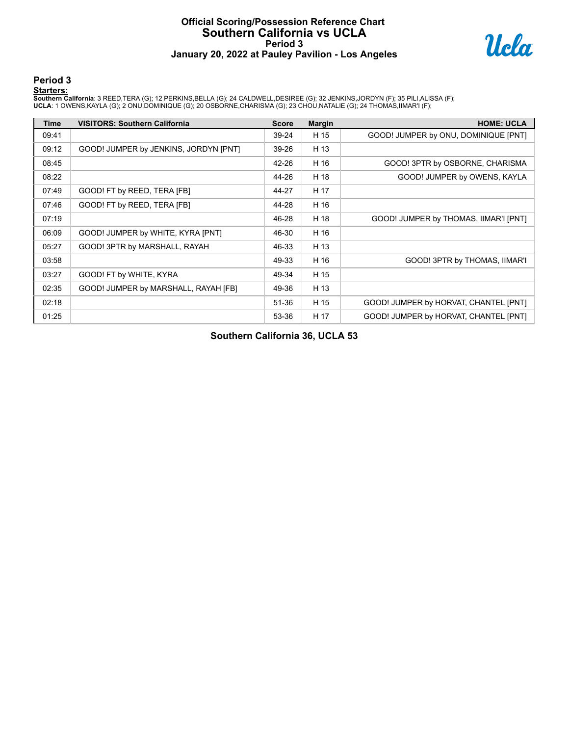# Official Scoring/Possession Reference Chart
## Southern California vs UCLA
### Period 3
### January 20, 2022 at Pauley Pavilion - Los Angeles

## Period 3

**Starters:**

**Southern California**: 3 REED,TERA (G); 12 PERKINS,BELLA (G); 24 CALDWELL,DESIREE (G); 32 JENKINS,JORDYN (F); 35 PILI,ALISSA (F);
**UCLA**: 1 OWENS,KAYLA (G); 2 ONU,DOMINIQUE (G); 20 OSBORNE,CHARISMA (G); 23 CHOU,NATALIE (G); 24 THOMAS,IIMAR'I (F);

| Time | VISITORS: Southern California | Score | Margin | HOME: UCLA |
|---|---|---|---|---|
| 09:41 | | 39-24 | H 15 | GOOD! JUMPER by ONU, DOMINIQUE [PNT] |
| 09:12 | GOOD! JUMPER by JENKINS, JORDYN [PNT] | 39-26 | H 13 | |
| 08:45 | | 42-26 | H 16 | GOOD! 3PTR by OSBORNE, CHARISMA |
| 08:22 | | 44-26 | H 18 | GOOD! JUMPER by OWENS, KAYLA |
| 07:49 | GOOD! FT by REED, TERA [FB] | 44-27 | H 17 | |
| 07:46 | GOOD! FT by REED, TERA [FB] | 44-28 | H 16 | |
| 07:19 | | 46-28 | H 18 | GOOD! JUMPER by THOMAS, IIMAR'I [PNT] |
| 06:09 | GOOD! JUMPER by WHITE, KYRA [PNT] | 46-30 | H 16 | |
| 05:27 | GOOD! 3PTR by MARSHALL, RAYAH | 46-33 | H 13 | |
| 03:58 | | 49-33 | H 16 | GOOD! 3PTR by THOMAS, IIMAR'I |
| 03:27 | GOOD! FT by WHITE, KYRA | 49-34 | H 15 | |
| 02:35 | GOOD! JUMPER by MARSHALL, RAYAH [FB] | 49-36 | H 13 | |
| 02:18 | | 51-36 | H 15 | GOOD! JUMPER by HORVAT, CHANTEL [PNT] |
| 01:25 | | 53-36 | H 17 | GOOD! JUMPER by HORVAT, CHANTEL [PNT] |

**Southern California 36, UCLA 53**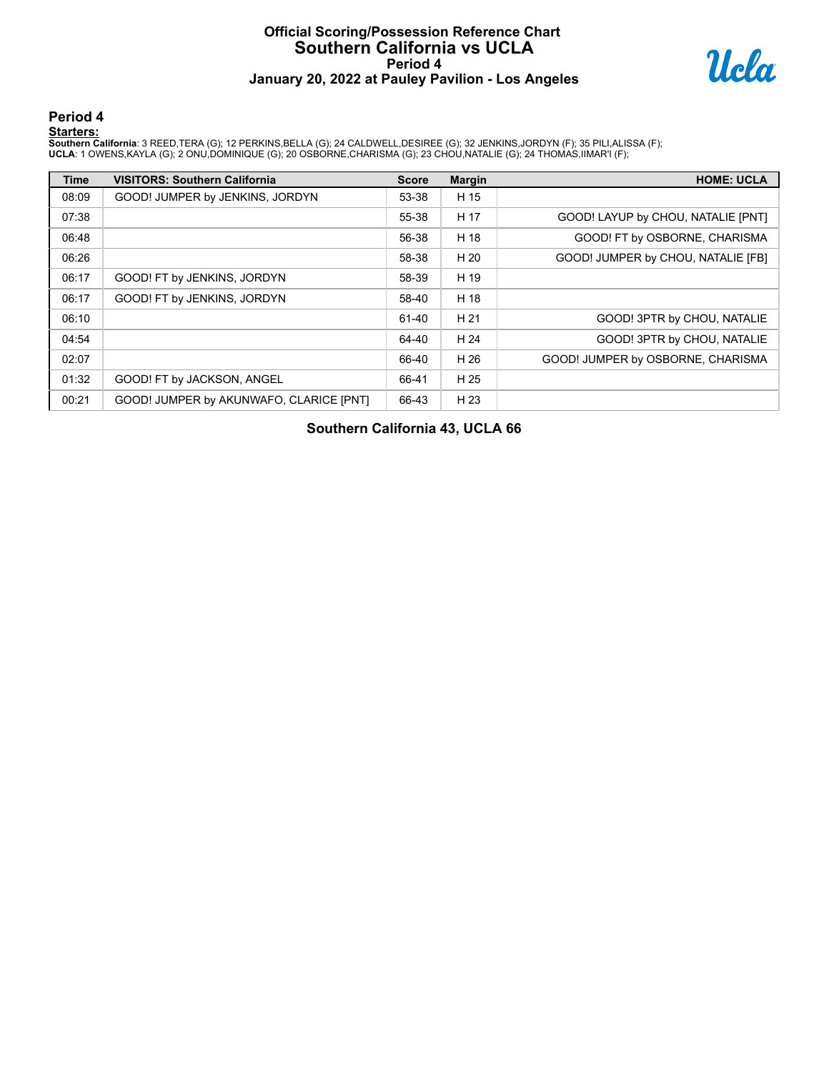# Official Scoring/Possession Reference Chart
## Southern California vs UCLA
### Period 4
### January 20, 2022 at Pauley Pavilion - Los Angeles

## Period 4

**Starters:**

**Southern California**: 3 REED,TERA (G); 12 PERKINS,BELLA (G); 24 CALDWELL,DESIREE (G); 32 JENKINS,JORDYN (F); 35 PILI,ALISSA (F);
**UCLA**: 1 OWENS,KAYLA (G); 2 ONU,DOMINIQUE (G); 20 OSBORNE,CHARISMA (G); 23 CHOU,NATALIE (G); 24 THOMAS,IIMAR'I (F);

| Time | VISITORS: Southern California | Score | Margin | HOME: UCLA |
|---|---|---|---|---|
| 08:09 | GOOD! JUMPER by JENKINS, JORDYN | 53-38 | H 15 | |
| 07:38 | | 55-38 | H 17 | GOOD! LAYUP by CHOU, NATALIE [PNT] |
| 06:48 | | 56-38 | H 18 | GOOD! FT by OSBORNE, CHARISMA |
| 06:26 | | 58-38 | H 20 | GOOD! JUMPER by CHOU, NATALIE [FB] |
| 06:17 | GOOD! FT by JENKINS, JORDYN | 58-39 | H 19 | |
| 06:17 | GOOD! FT by JENKINS, JORDYN | 58-40 | H 18 | |
| 06:10 | | 61-40 | H 21 | GOOD! 3PTR by CHOU, NATALIE |
| 04:54 | | 64-40 | H 24 | GOOD! 3PTR by CHOU, NATALIE |
| 02:07 | | 66-40 | H 26 | GOOD! JUMPER by OSBORNE, CHARISMA |
| 01:32 | GOOD! FT by JACKSON, ANGEL | 66-41 | H 25 | |
| 00:21 | GOOD! JUMPER by AKUNWAFO, CLARICE [PNT] | 66-43 | H 23 | |

**Southern California 43, UCLA 66**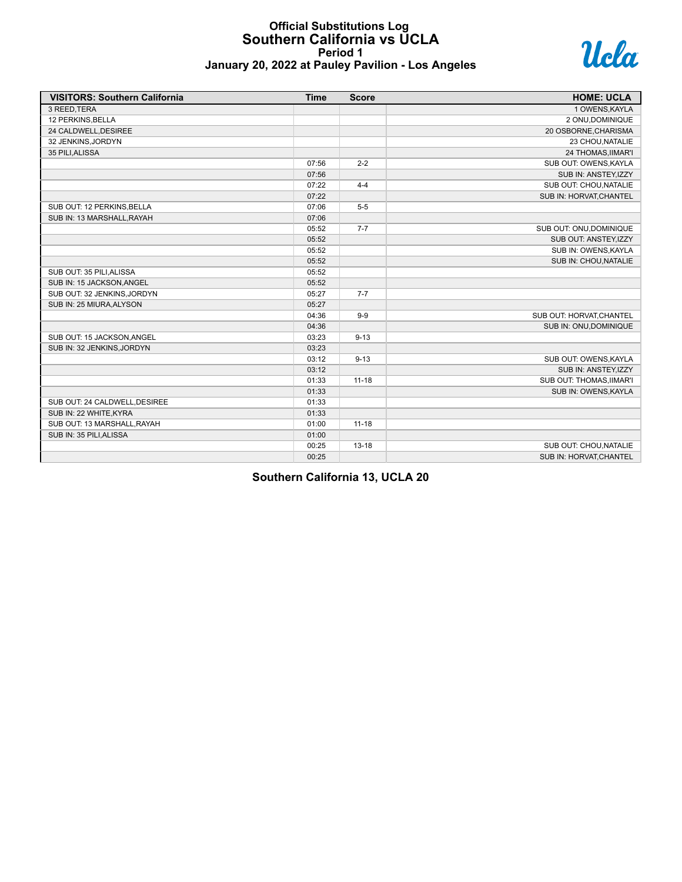# Official Substitutions Log
## Southern California vs UCLA
### Period 1
### January 20, 2022 at Pauley Pavilion - Los Angeles

| VISITORS: Southern California | Time | Score | HOME: UCLA |
|---|---|---|---|
| 3 REED,TERA | | | 1 OWENS,KAYLA |
| 12 PERKINS,BELLA | | | 2 ONU,DOMINIQUE |
| 24 CALDWELL,DESIREE | | | 20 OSBORNE,CHARISMA |
| 32 JENKINS,JORDYN | | | 23 CHOU,NATALIE |
| 35 PILI,ALISSA | | | 24 THOMAS,IIMAR'I |
| | 07:56 | 2-2 | SUB OUT: OWENS,KAYLA |
| | 07:56 | | SUB IN: ANSTEY,IZZY |
| | 07:22 | 4-4 | SUB OUT: CHOU,NATALIE |
| | 07:22 | | SUB IN: HORVAT,CHANTEL |
| SUB OUT: 12 PERKINS,BELLA | 07:06 | 5-5 | |
| SUB IN: 13 MARSHALL,RAYAH | 07:06 | | |
| | 05:52 | 7-7 | SUB OUT: ONU,DOMINIQUE |
| | 05:52 | | SUB OUT: ANSTEY,IZZY |
| | 05:52 | | SUB IN: OWENS,KAYLA |
| | 05:52 | | SUB IN: CHOU,NATALIE |
| SUB OUT: 35 PILI,ALISSA | 05:52 | | |
| SUB IN: 15 JACKSON,ANGEL | 05:52 | | |
| SUB OUT: 32 JENKINS,JORDYN | 05:27 | 7-7 | |
| SUB IN: 25 MIURA,ALYSON | 05:27 | | |
| | 04:36 | 9-9 | SUB OUT: HORVAT,CHANTEL |
| | 04:36 | | SUB IN: ONU,DOMINIQUE |
| SUB OUT: 15 JACKSON,ANGEL | 03:23 | 9-13 | |
| SUB IN: 32 JENKINS,JORDYN | 03:23 | | |
| | 03:12 | 9-13 | SUB OUT: OWENS,KAYLA |
| | 03:12 | | SUB IN: ANSTEY,IZZY |
| | 01:33 | 11-18 | SUB OUT: THOMAS,IIMAR'I |
| | 01:33 | | SUB IN: OWENS,KAYLA |
| SUB OUT: 24 CALDWELL,DESIREE | 01:33 | | |
| SUB IN: 22 WHITE,KYRA | 01:33 | | |
| SUB OUT: 13 MARSHALL,RAYAH | 01:00 | 11-18 | |
| SUB IN: 35 PILI,ALISSA | 01:00 | | |
| | 00:25 | 13-18 | SUB OUT: CHOU,NATALIE |
| | 00:25 | | SUB IN: HORVAT,CHANTEL |

**Southern California 13, UCLA 20**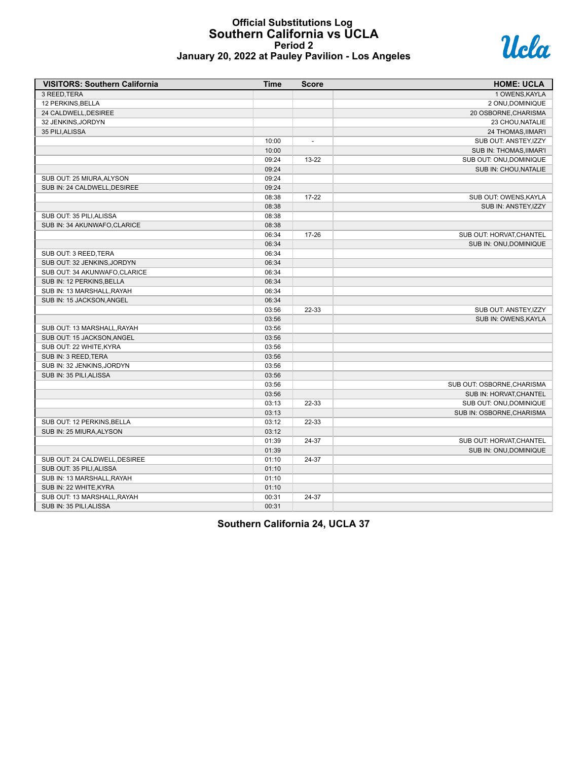# Official Substitutions Log
## Southern California vs UCLA
### Period 2
### January 20, 2022 at Pauley Pavilion - Los Angeles

| VISITORS: Southern California | Time | Score | HOME: UCLA |
|---|---|---|---|
| 3 REED,TERA | | | 1 OWENS,KAYLA |
| 12 PERKINS,BELLA | | | 2 ONU,DOMINIQUE |
| 24 CALDWELL,DESIREE | | | 20 OSBORNE,CHARISMA |
| 32 JENKINS,JORDYN | | | 23 CHOU,NATALIE |
| 35 PILI,ALISSA | | | 24 THOMAS,IIMAR'I |
| | 10:00 | - | SUB OUT: ANSTEY,IZZY |
| | 10:00 | | SUB IN: THOMAS,IIMAR'I |
| | 09:24 | 13-22 | SUB OUT: ONU,DOMINIQUE |
| | 09:24 | | SUB IN: CHOU,NATALIE |
| SUB OUT: 25 MIURA,ALYSON | 09:24 | | |
| SUB IN: 24 CALDWELL,DESIREE | 09:24 | | |
| | 08:38 | 17-22 | SUB OUT: OWENS,KAYLA |
| | 08:38 | | SUB IN: ANSTEY,IZZY |
| SUB OUT: 35 PILI,ALISSA | 08:38 | | |
| SUB IN: 34 AKUNWAFO,CLARICE | 08:38 | | |
| | 06:34 | 17-26 | SUB OUT: HORVAT,CHANTEL |
| | 06:34 | | SUB IN: ONU,DOMINIQUE |
| SUB OUT: 3 REED,TERA | 06:34 | | |
| SUB OUT: 32 JENKINS,JORDYN | 06:34 | | |
| SUB OUT: 34 AKUNWAFO,CLARICE | 06:34 | | |
| SUB IN: 12 PERKINS,BELLA | 06:34 | | |
| SUB IN: 13 MARSHALL,RAYAH | 06:34 | | |
| SUB IN: 15 JACKSON,ANGEL | 06:34 | | |
| | 03:56 | 22-33 | SUB OUT: ANSTEY,IZZY |
| | 03:56 | | SUB IN: OWENS,KAYLA |
| SUB OUT: 13 MARSHALL,RAYAH | 03:56 | | |
| SUB OUT: 15 JACKSON,ANGEL | 03:56 | | |
| SUB OUT: 22 WHITE,KYRA | 03:56 | | |
| SUB IN: 3 REED,TERA | 03:56 | | |
| SUB IN: 32 JENKINS,JORDYN | 03:56 | | |
| SUB IN: 35 PILI,ALISSA | 03:56 | | |
| | 03:56 | | SUB OUT: OSBORNE,CHARISMA |
| | 03:56 | | SUB IN: HORVAT,CHANTEL |
| | 03:13 | 22-33 | SUB OUT: ONU,DOMINIQUE |
| | 03:13 | | SUB IN: OSBORNE,CHARISMA |
| SUB OUT: 12 PERKINS,BELLA | 03:12 | 22-33 | |
| SUB IN: 25 MIURA,ALYSON | 03:12 | | |
| | 01:39 | 24-37 | SUB OUT: HORVAT,CHANTEL |
| | 01:39 | | SUB IN: ONU,DOMINIQUE |
| SUB OUT: 24 CALDWELL,DESIREE | 01:10 | 24-37 | |
| SUB OUT: 35 PILI,ALISSA | 01:10 | | |
| SUB IN: 13 MARSHALL,RAYAH | 01:10 | | |
| SUB IN: 22 WHITE,KYRA | 01:10 | | |
| SUB OUT: 13 MARSHALL,RAYAH | 00:31 | 24-37 | |
| SUB IN: 35 PILI,ALISSA | 00:31 | | |

**Southern California 24, UCLA 37**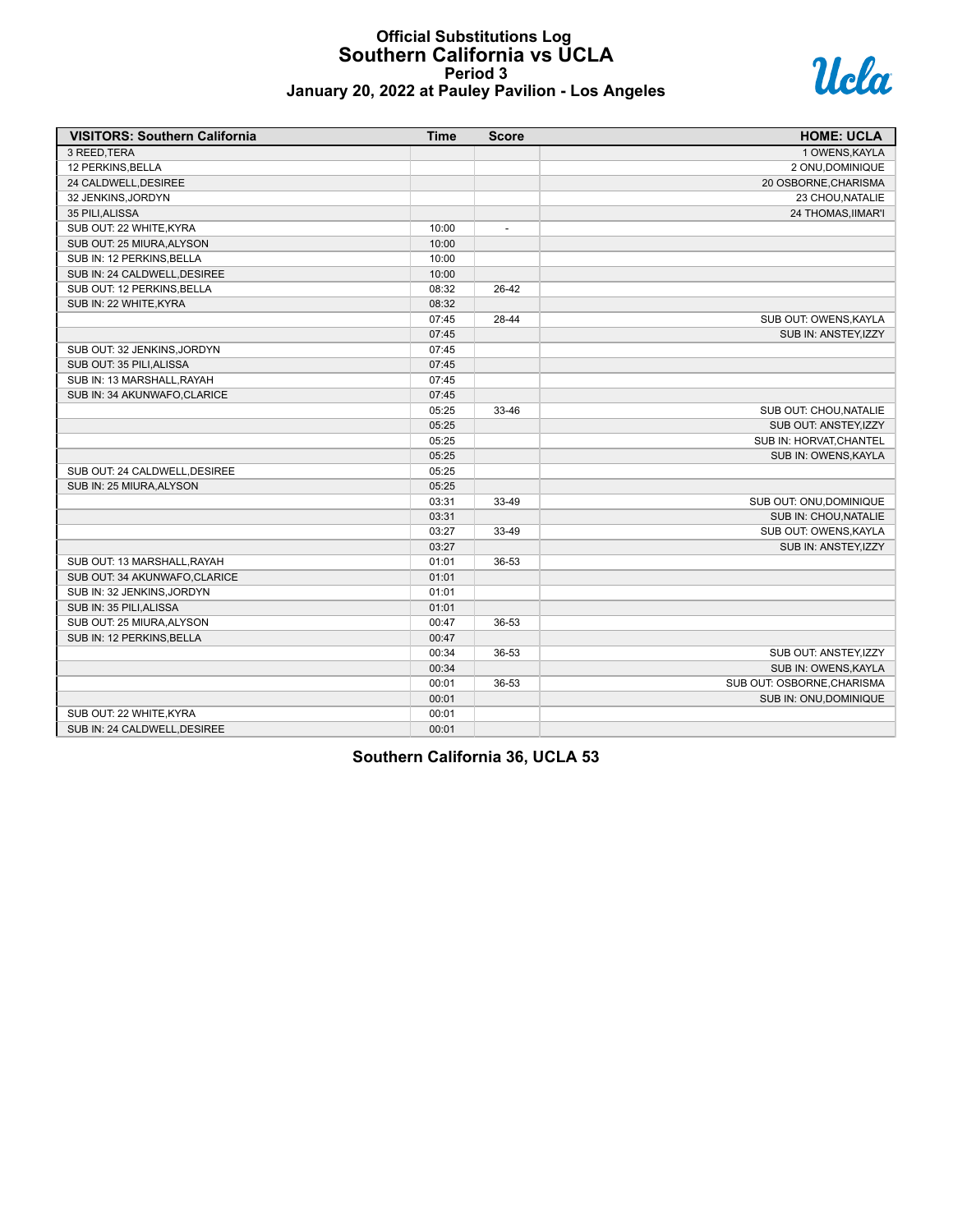# Official Substitutions Log
## Southern California vs UCLA
### Period 3
### January 20, 2022 at Pauley Pavilion - Los Angeles

| VISITORS: Southern California | Time | Score | HOME: UCLA |
|---|---|---|---|
| 3 REED,TERA | | | 1 OWENS,KAYLA |
| 12 PERKINS,BELLA | | | 2 ONU,DOMINIQUE |
| 24 CALDWELL,DESIREE | | | 20 OSBORNE,CHARISMA |
| 32 JENKINS,JORDYN | | | 23 CHOU,NATALIE |
| 35 PILI,ALISSA | | | 24 THOMAS,IIMAR'I |
| SUB OUT: 22 WHITE,KYRA | 10:00 | - | |
| SUB OUT: 25 MIURA,ALYSON | 10:00 | | |
| SUB IN: 12 PERKINS,BELLA | 10:00 | | |
| SUB IN: 24 CALDWELL,DESIREE | 10:00 | | |
| SUB OUT: 12 PERKINS,BELLA | 08:32 | 26-42 | |
| SUB IN: 22 WHITE,KYRA | 08:32 | | |
| | 07:45 | 28-44 | SUB OUT: OWENS,KAYLA |
| | 07:45 | | SUB IN: ANSTEY,IZZY |
| SUB OUT: 32 JENKINS,JORDYN | 07:45 | | |
| SUB OUT: 35 PILI,ALISSA | 07:45 | | |
| SUB IN: 13 MARSHALL,RAYAH | 07:45 | | |
| SUB IN: 34 AKUNWAFO,CLARICE | 07:45 | | |
| | 05:25 | 33-46 | SUB OUT: CHOU,NATALIE |
| | 05:25 | | SUB OUT: ANSTEY,IZZY |
| | 05:25 | | SUB IN: HORVAT,CHANTEL |
| | 05:25 | | SUB IN: OWENS,KAYLA |
| SUB OUT: 24 CALDWELL,DESIREE | 05:25 | | |
| SUB IN: 25 MIURA,ALYSON | 05:25 | | |
| | 03:31 | 33-49 | SUB OUT: ONU,DOMINIQUE |
| | 03:31 | | SUB IN: CHOU,NATALIE |
| | 03:27 | 33-49 | SUB OUT: OWENS,KAYLA |
| | 03:27 | | SUB IN: ANSTEY,IZZY |
| SUB OUT: 13 MARSHALL,RAYAH | 01:01 | 36-53 | |
| SUB OUT: 34 AKUNWAFO,CLARICE | 01:01 | | |
| SUB IN: 32 JENKINS,JORDYN | 01:01 | | |
| SUB IN: 35 PILI,ALISSA | 01:01 | | |
| SUB OUT: 25 MIURA,ALYSON | 00:47 | 36-53 | |
| SUB IN: 12 PERKINS,BELLA | 00:47 | | |
| | 00:34 | 36-53 | SUB OUT: ANSTEY,IZZY |
| | 00:34 | | SUB IN: OWENS,KAYLA |
| | 00:01 | 36-53 | SUB OUT: OSBORNE,CHARISMA |
| | 00:01 | | SUB IN: ONU,DOMINIQUE |
| SUB OUT: 22 WHITE,KYRA | 00:01 | | |
| SUB IN: 24 CALDWELL,DESIREE | 00:01 | | |

**Southern California 36, UCLA 53**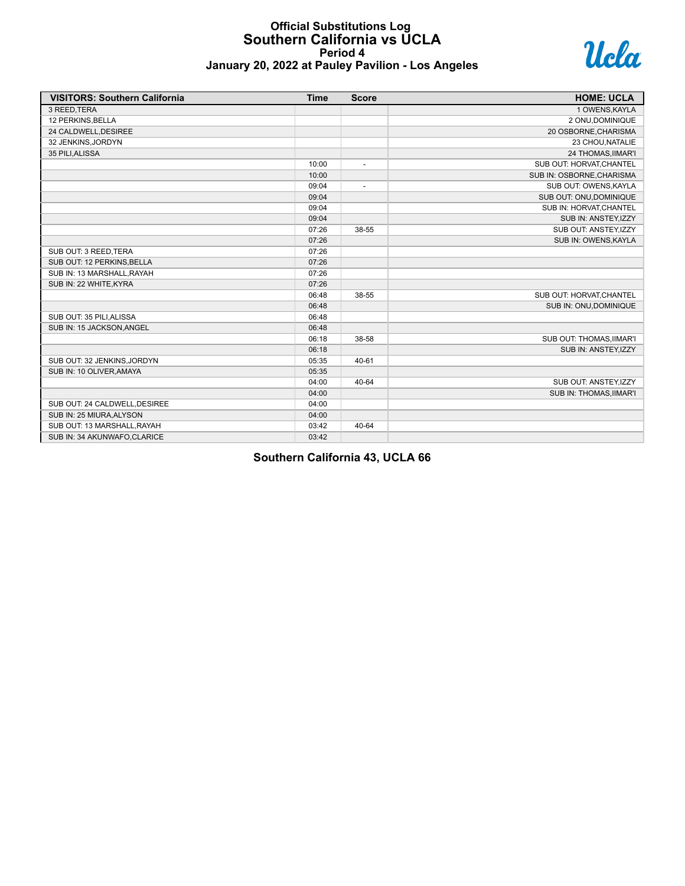# Official Substitutions Log
## Southern California vs UCLA
### Period 4
### January 20, 2022 at Pauley Pavilion - Los Angeles

| VISITORS: Southern California | Time | Score | HOME: UCLA |
|---|---|---|---|
| 3 REED,TERA | | | 1 OWENS,KAYLA |
| 12 PERKINS,BELLA | | | 2 ONU,DOMINIQUE |
| 24 CALDWELL,DESIREE | | | 20 OSBORNE,CHARISMA |
| 32 JENKINS,JORDYN | | | 23 CHOU,NATALIE |
| 35 PILI,ALISSA | | | 24 THOMAS,IIMAR'I |
| | 10:00 | - | SUB OUT: HORVAT,CHANTEL |
| | 10:00 | | SUB IN: OSBORNE,CHARISMA |
| | 09:04 | - | SUB OUT: OWENS,KAYLA |
| | 09:04 | | SUB OUT: ONU,DOMINIQUE |
| | 09:04 | | SUB IN: HORVAT,CHANTEL |
| | 09:04 | | SUB IN: ANSTEY,IZZY |
| | 07:26 | 38-55 | SUB OUT: ANSTEY,IZZY |
| | 07:26 | | SUB IN: OWENS,KAYLA |
| SUB OUT: 3 REED,TERA | 07:26 | | |
| SUB OUT: 12 PERKINS,BELLA | 07:26 | | |
| SUB IN: 13 MARSHALL,RAYAH | 07:26 | | |
| SUB IN: 22 WHITE,KYRA | 07:26 | | |
| | 06:48 | 38-55 | SUB OUT: HORVAT,CHANTEL |
| | 06:48 | | SUB IN: ONU,DOMINIQUE |
| SUB OUT: 35 PILI,ALISSA | 06:48 | | |
| SUB IN: 15 JACKSON,ANGEL | 06:48 | | |
| | 06:18 | 38-58 | SUB OUT: THOMAS,IIMAR'I |
| | 06:18 | | SUB IN: ANSTEY,IZZY |
| SUB OUT: 32 JENKINS,JORDYN | 05:35 | 40-61 | |
| SUB IN: 10 OLIVER,AMAYA | 05:35 | | |
| | 04:00 | 40-64 | SUB OUT: ANSTEY,IZZY |
| | 04:00 | | SUB IN: THOMAS,IIMAR'I |
| SUB OUT: 24 CALDWELL,DESIREE | 04:00 | | |
| SUB IN: 25 MIURA,ALYSON | 04:00 | | |
| SUB OUT: 13 MARSHALL,RAYAH | 03:42 | 40-64 | |
| SUB IN: 34 AKUNWAFO,CLARICE | 03:42 | | |

**Southern California 43, UCLA 66**